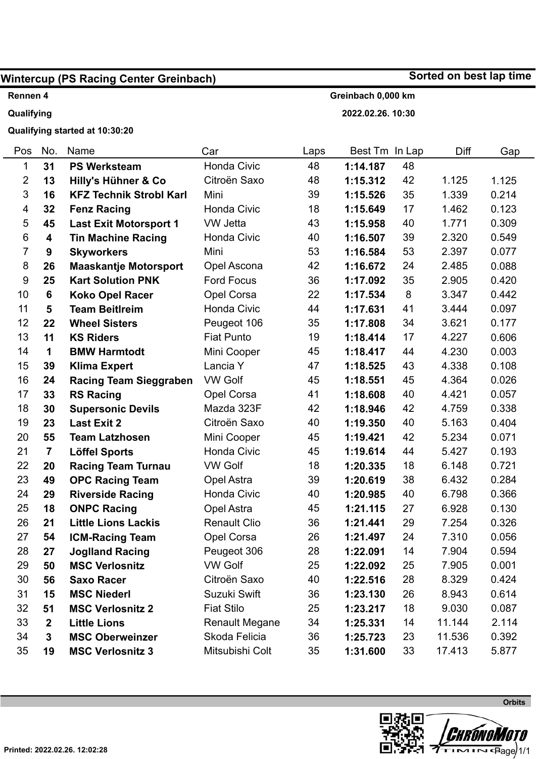## Wintercup (PS Racing Center Greinbach)

**Sorted on best lap time**

**Rennen 4** — **Greinbach 0,000 km**

**Qualifying** — **2022.02.26. 10:30**

**Qualifying started at 10:30:20**

| Pos | No. | Name | Car | Laps | Best Tm | In Lap | Diff | Gap |
|---|---|---|---|---|---|---|---|---|
| 1 | **31** | **PS Werksteam** | Honda Civic | 48 | **1:14.187** | 48 | | |
| 2 | **13** | **Hilly's Hühner & Co** | Citroën Saxo | 48 | **1:15.312** | 42 | 1.125 | 1.125 |
| 3 | **16** | **KFZ Technik Strobl Karl** | Mini | 39 | **1:15.526** | 35 | 1.339 | 0.214 |
| 4 | **32** | **Fenz Racing** | Honda Civic | 18 | **1:15.649** | 17 | 1.462 | 0.123 |
| 5 | **45** | **Last Exit Motorsport 1** | VW Jetta | 43 | **1:15.958** | 40 | 1.771 | 0.309 |
| 6 | **4** | **Tin Machine Racing** | Honda Civic | 40 | **1:16.507** | 39 | 2.320 | 0.549 |
| 7 | **9** | **Skyworkers** | Mini | 53 | **1:16.584** | 53 | 2.397 | 0.077 |
| 8 | **26** | **Maaskantje Motorsport** | Opel Ascona | 42 | **1:16.672** | 24 | 2.485 | 0.088 |
| 9 | **25** | **Kart Solution PNK** | Ford Focus | 36 | **1:17.092** | 35 | 2.905 | 0.420 |
| 10 | **6** | **Koko Opel Racer** | Opel Corsa | 22 | **1:17.534** | 8 | 3.347 | 0.442 |
| 11 | **5** | **Team Beitlreim** | Honda Civic | 44 | **1:17.631** | 41 | 3.444 | 0.097 |
| 12 | **22** | **Wheel Sisters** | Peugeot 106 | 35 | **1:17.808** | 34 | 3.621 | 0.177 |
| 13 | **11** | **KS Riders** | Fiat Punto | 19 | **1:18.414** | 17 | 4.227 | 0.606 |
| 14 | **1** | **BMW Harmtodt** | Mini Cooper | 45 | **1:18.417** | 44 | 4.230 | 0.003 |
| 15 | **39** | **Klima Expert** | Lancia Y | 47 | **1:18.525** | 43 | 4.338 | 0.108 |
| 16 | **24** | **Racing Team Sieggraben** | VW Golf | 45 | **1:18.551** | 45 | 4.364 | 0.026 |
| 17 | **33** | **RS Racing** | Opel Corsa | 41 | **1:18.608** | 40 | 4.421 | 0.057 |
| 18 | **30** | **Supersonic Devils** | Mazda 323F | 42 | **1:18.946** | 42 | 4.759 | 0.338 |
| 19 | **23** | **Last Exit 2** | Citroën Saxo | 40 | **1:19.350** | 40 | 5.163 | 0.404 |
| 20 | **55** | **Team Latzhosen** | Mini Cooper | 45 | **1:19.421** | 42 | 5.234 | 0.071 |
| 21 | **7** | **Löffel Sports** | Honda Civic | 45 | **1:19.614** | 44 | 5.427 | 0.193 |
| 22 | **20** | **Racing Team Turnau** | VW Golf | 18 | **1:20.335** | 18 | 6.148 | 0.721 |
| 23 | **49** | **OPC Racing Team** | Opel Astra | 39 | **1:20.619** | 38 | 6.432 | 0.284 |
| 24 | **29** | **Riverside Racing** | Honda Civic | 40 | **1:20.985** | 40 | 6.798 | 0.366 |
| 25 | **18** | **ONPC Racing** | Opel Astra | 45 | **1:21.115** | 27 | 6.928 | 0.130 |
| 26 | **21** | **Little Lions Lackis** | Renault Clio | 36 | **1:21.441** | 29 | 7.254 | 0.326 |
| 27 | **54** | **ICM-Racing Team** | Opel Corsa | 26 | **1:21.497** | 24 | 7.310 | 0.056 |
| 28 | **27** | **Joglland Racing** | Peugeot 306 | 28 | **1:22.091** | 14 | 7.904 | 0.594 |
| 29 | **50** | **MSC Verlosnitz** | VW Golf | 25 | **1:22.092** | 25 | 7.905 | 0.001 |
| 30 | **56** | **Saxo Racer** | Citroën Saxo | 40 | **1:22.516** | 28 | 8.329 | 0.424 |
| 31 | **15** | **MSC Niederl** | Suzuki Swift | 36 | **1:23.130** | 26 | 8.943 | 0.614 |
| 32 | **51** | **MSC Verlosnitz 2** | Fiat Stilo | 25 | **1:23.217** | 18 | 9.030 | 0.087 |
| 33 | **2** | **Little Lions** | Renault Megane | 34 | **1:25.331** | 14 | 11.144 | 2.114 |
| 34 | **3** | **MSC Oberweinzer** | Skoda Felicia | 36 | **1:25.723** | 23 | 11.536 | 0.392 |
| 35 | **19** | **MSC Verlosnitz 3** | Mitsubishi Colt | 35 | **1:31.600** | 33 | 17.413 | 5.877 |

**Orbits**

**Printed: 2022.02.26. 12:02:28**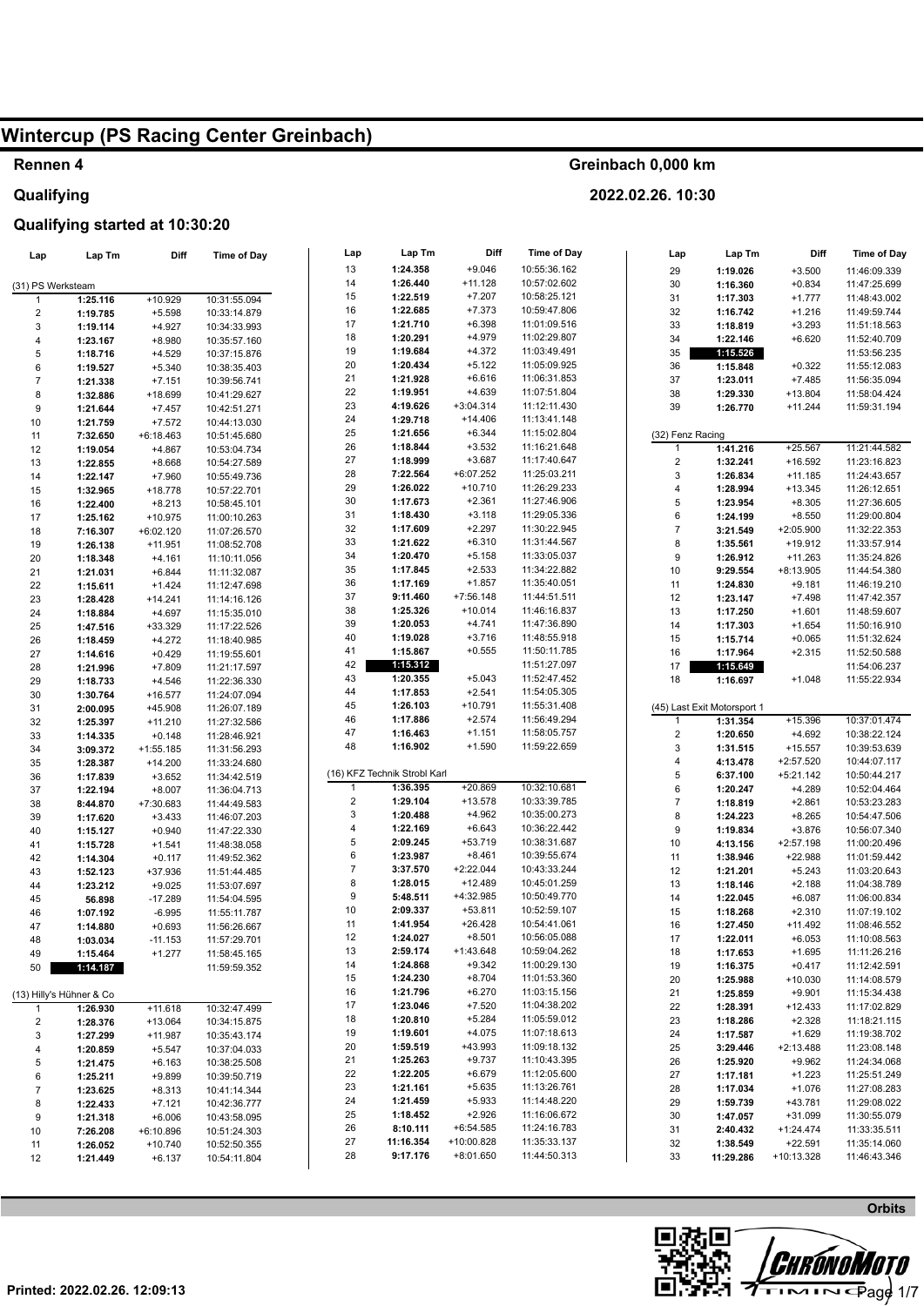# Wintercup (PS Racing Center Greinbach)

## Rennen 4

Greinbach 0,000 km

## Qualifying

2022.02.26. 10:30

### Qualifying started at 10:30:20

| Lap | Lap Tm | Diff | Time of Day |
|---|---|---|---|
| (31) PS Werksteam | | | |
| 1 | 1:25.116 | +10.929 | 10:31:55.094 |
| 2 | 1:19.785 | +5.598 | 10:33:14.879 |
| 3 | 1:19.114 | +4.927 | 10:34:33.993 |
| 4 | 1:23.167 | +8.980 | 10:35:57.160 |
| 5 | 1:18.716 | +4.529 | 10:37:15.876 |
| 6 | 1:19.527 | +5.340 | 10:38:35.403 |
| 7 | 1:21.338 | +7.151 | 10:39:56.741 |
| 8 | 1:32.886 | +18.699 | 10:41:29.627 |
| 9 | 1:21.644 | +7.457 | 10:42:51.271 |
| 10 | 1:21.759 | +7.572 | 10:44:13.030 |
| 11 | 7:32.650 | +6:18.463 | 10:51:45.680 |
| 12 | 1:19.054 | +4.867 | 10:53:04.734 |
| 13 | 1:22.855 | +8.668 | 10:54:27.589 |
| 14 | 1:22.147 | +7.960 | 10:55:49.736 |
| 15 | 1:32.965 | +18.778 | 10:57:22.701 |
| 16 | 1:22.400 | +8.213 | 10:58:45.101 |
| 17 | 1:25.162 | +10.975 | 11:00:10.263 |
| 18 | 7:16.307 | +6:02.120 | 11:07:26.570 |
| 19 | 1:26.138 | +11.951 | 11:08:52.708 |
| 20 | 1:18.348 | +4.161 | 11:10:11.056 |
| 21 | 1:21.031 | +6.844 | 11:11:32.087 |
| 22 | 1:15.611 | +1.424 | 11:12:47.698 |
| 23 | 1:28.428 | +14.241 | 11:14:16.126 |
| 24 | 1:18.884 | +4.697 | 11:15:35.010 |
| 25 | 1:47.516 | +33.329 | 11:17:22.526 |
| 26 | 1:18.459 | +4.272 | 11:18:40.985 |
| 27 | 1:14.616 | +0.429 | 11:19:55.601 |
| 28 | 1:21.996 | +7.809 | 11:21:17.597 |
| 29 | 1:18.733 | +4.546 | 11:22:36.330 |
| 30 | 1:30.764 | +16.577 | 11:24:07.094 |
| 31 | 2:00.095 | +45.908 | 11:26:07.189 |
| 32 | 1:25.397 | +11.210 | 11:27:32.586 |
| 33 | 1:14.335 | +0.148 | 11:28:46.921 |
| 34 | 3:09.372 | +1:55.185 | 11:31:56.293 |
| 35 | 1:28.387 | +14.200 | 11:33:24.680 |
| 36 | 1:17.839 | +3.652 | 11:34:42.519 |
| 37 | 1:22.194 | +8.007 | 11:36:04.713 |
| 38 | 8:44.870 | +7:30.683 | 11:44:49.583 |
| 39 | 1:17.620 | +3.433 | 11:46:07.203 |
| 40 | 1:15.127 | +0.940 | 11:47:22.330 |
| 41 | 1:15.728 | +1.541 | 11:48:38.058 |
| 42 | 1:14.304 | +0.117 | 11:49:52.362 |
| 43 | 1:52.123 | +37.936 | 11:51:44.485 |
| 44 | 1:23.212 | +9.025 | 11:53:07.697 |
| 45 | 56.898 | -17.289 | 11:54:04.595 |
| 46 | 1:07.192 | -6.995 | 11:55:11.787 |
| 47 | 1:14.880 | +0.693 | 11:56:26.667 |
| 48 | 1:03.034 | -11.153 | 11:57:29.701 |
| 49 | 1:15.464 | +1.277 | 11:58:45.165 |
| 50 | 1:14.187 | | 11:59:59.352 |
| (13) Hilly's Hühner & Co | | | |
| 1 | 1:26.930 | +11.618 | 10:32:47.499 |
| 2 | 1:28.376 | +13.064 | 10:34:15.875 |
| 3 | 1:27.299 | +11.987 | 10:35:43.174 |
| 4 | 1:20.859 | +5.547 | 10:37:04.033 |
| 5 | 1:21.475 | +6.163 | 10:38:25.508 |
| 6 | 1:25.211 | +9.899 | 10:39:50.719 |
| 7 | 1:23.625 | +8.313 | 10:41:14.344 |
| 8 | 1:22.433 | +7.121 | 10:42:36.777 |
| 9 | 1:21.318 | +6.006 | 10:43:58.095 |
| 10 | 7:26.208 | +6:10.896 | 10:51:24.303 |
| 11 | 1:26.052 | +10.740 | 10:52:50.355 |
| 12 | 1:21.449 | +6.137 | 10:54:11.804 |
| 13 | 1:24.358 | +9.046 | 10:55:36.162 |
| 14 | 1:26.440 | +11.128 | 10:57:02.602 |
| 15 | 1:22.519 | +7.207 | 10:58:25.121 |
| 16 | 1:22.685 | +7.373 | 10:59:47.806 |
| 17 | 1:21.710 | +6.398 | 11:01:09.516 |
| 18 | 1:20.291 | +4.979 | 11:02:29.807 |
| 19 | 1:19.684 | +4.372 | 11:03:49.491 |
| 20 | 1:20.434 | +5.122 | 11:05:09.925 |
| 21 | 1:21.928 | +6.616 | 11:06:31.853 |
| 22 | 1:19.951 | +4.639 | 11:07:51.804 |
| 23 | 4:19.626 | +3:04.314 | 11:12:11.430 |
| 24 | 1:29.718 | +14.406 | 11:13:41.148 |
| 25 | 1:21.656 | +6.344 | 11:15:02.804 |
| 26 | 1:18.844 | +3.532 | 11:16:21.648 |
| 27 | 1:18.999 | +3.687 | 11:17:40.647 |
| 28 | 7:22.564 | +6:07.252 | 11:25:03.211 |
| 29 | 1:26.022 | +10.710 | 11:26:29.233 |
| 30 | 1:17.673 | +2.361 | 11:27:46.906 |
| 31 | 1:18.430 | +3.118 | 11:29:05.336 |
| 32 | 1:17.609 | +2.297 | 11:30:22.945 |
| 33 | 1:21.622 | +6.310 | 11:31:44.567 |
| 34 | 1:20.470 | +5.158 | 11:33:05.037 |
| 35 | 1:17.845 | +2.533 | 11:34:22.882 |
| 36 | 1:17.169 | +1.857 | 11:35:40.051 |
| 37 | 9:11.460 | +7:56.148 | 11:44:51.511 |
| 38 | 1:25.326 | +10.014 | 11:46:16.837 |
| 39 | 1:20.053 | +4.741 | 11:47:36.890 |
| 40 | 1:19.028 | +3.716 | 11:48:55.918 |
| 41 | 1:15.867 | +0.555 | 11:50:11.785 |
| 42 | 1:15.312 | | 11:51:27.097 |
| 43 | 1:20.355 | +5.043 | 11:52:47.452 |
| 44 | 1:17.853 | +2.541 | 11:54:05.305 |
| 45 | 1:26.103 | +10.791 | 11:55:31.408 |
| 46 | 1:17.886 | +2.574 | 11:56:49.294 |
| 47 | 1:16.463 | +1.151 | 11:58:05.757 |
| 48 | 1:16.902 | +1.590 | 11:59:22.659 |
| (16) KFZ Technik Strobl Karl | | | |
| 1 | 1:36.395 | +20.869 | 10:32:10.681 |
| 2 | 1:29.104 | +13.578 | 10:33:39.785 |
| 3 | 1:20.488 | +4.962 | 10:35:00.273 |
| 4 | 1:22.169 | +6.643 | 10:36:22.442 |
| 5 | 2:09.245 | +53.719 | 10:38:31.687 |
| 6 | 1:23.987 | +8.461 | 10:39:55.674 |
| 7 | 3:37.570 | +2:22.044 | 10:43:33.244 |
| 8 | 1:28.015 | +12.489 | 10:45:01.259 |
| 9 | 5:48.511 | +4:32.985 | 10:50:49.770 |
| 10 | 2:09.337 | +53.811 | 10:52:59.107 |
| 11 | 1:41.954 | +26.428 | 10:54:41.061 |
| 12 | 1:24.027 | +8.501 | 10:56:05.088 |
| 13 | 2:59.174 | +1:43.648 | 10:59:04.262 |
| 14 | 1:24.868 | +9.342 | 11:00:29.130 |
| 15 | 1:24.230 | +8.704 | 11:01:53.360 |
| 16 | 1:21.796 | +6.270 | 11:03:15.156 |
| 17 | 1:23.046 | +7.520 | 11:04:38.202 |
| 18 | 1:20.810 | +5.284 | 11:05:59.012 |
| 19 | 1:19.601 | +4.075 | 11:07:18.613 |
| 20 | 1:59.519 | +43.993 | 11:09:18.132 |
| 21 | 1:25.263 | +9.737 | 11:10:43.395 |
| 22 | 1:22.205 | +6.679 | 11:12:05.600 |
| 23 | 1:21.161 | +5.635 | 11:13:26.761 |
| 24 | 1:21.459 | +5.933 | 11:14:48.220 |
| 25 | 1:18.452 | +2.926 | 11:16:06.672 |
| 26 | 8:10.111 | +6:54.585 | 11:24:16.783 |
| 27 | 11:16.354 | +10:00.828 | 11:35:33.137 |
| 28 | 9:17.176 | +8:01.650 | 11:44:50.313 |
| 29 | 1:19.026 | +3.500 | 11:46:09.339 |
| 30 | 1:16.360 | +0.834 | 11:47:25.699 |
| 31 | 1:17.303 | +1.777 | 11:48:43.002 |
| 32 | 1:16.742 | +1.216 | 11:49:59.744 |
| 33 | 1:18.819 | +3.293 | 11:51:18.563 |
| 34 | 1:22.146 | +6.620 | 11:52:40.709 |
| 35 | 1:15.526 | | 11:53:56.235 |
| 36 | 1:15.848 | +0.322 | 11:55:12.083 |
| 37 | 1:23.011 | +7.485 | 11:56:35.094 |
| 38 | 1:29.330 | +13.804 | 11:58:04.424 |
| 39 | 1:26.770 | +11.244 | 11:59:31.194 |
| (32) Fenz Racing | | | |
| 1 | 1:41.216 | +25.567 | 11:21:44.582 |
| 2 | 1:32.241 | +16.592 | 11:23:16.823 |
| 3 | 1:26.834 | +11.185 | 11:24:43.657 |
| 4 | 1:28.994 | +13.345 | 11:26:12.651 |
| 5 | 1:23.954 | +8.305 | 11:27:36.605 |
| 6 | 1:24.199 | +8.550 | 11:29:00.804 |
| 7 | 3:21.549 | +2:05.900 | 11:32:22.353 |
| 8 | 1:35.561 | +19.912 | 11:33:57.914 |
| 9 | 1:26.912 | +11.263 | 11:35:24.826 |
| 10 | 9:29.554 | +8:13.905 | 11:44:54.380 |
| 11 | 1:24.830 | +9.181 | 11:46:19.210 |
| 12 | 1:23.147 | +7.498 | 11:47:42.357 |
| 13 | 1:17.250 | +1.601 | 11:48:59.607 |
| 14 | 1:17.303 | +1.654 | 11:50:16.910 |
| 15 | 1:15.714 | +0.065 | 11:51:32.624 |
| 16 | 1:17.964 | +2.315 | 11:52:50.588 |
| 17 | 1:15.649 | | 11:54:06.237 |
| 18 | 1:16.697 | +1.048 | 11:55:22.934 |
| (45) Last Exit Motorsport 1 | | | |
| 1 | 1:31.354 | +15.396 | 10:37:01.474 |
| 2 | 1:20.650 | +4.692 | 10:38:22.124 |
| 3 | 1:31.515 | +15.557 | 10:39:53.639 |
| 4 | 4:13.478 | +2:57.520 | 10:44:07.117 |
| 5 | 6:37.100 | +5:21.142 | 10:50:44.217 |
| 6 | 1:20.247 | +4.289 | 10:52:04.464 |
| 7 | 1:18.819 | +2.861 | 10:53:23.283 |
| 8 | 1:24.223 | +8.265 | 10:54:47.506 |
| 9 | 1:19.834 | +3.876 | 10:56:07.340 |
| 10 | 4:13.156 | +2:57.198 | 11:00:20.496 |
| 11 | 1:38.946 | +22.988 | 11:01:59.442 |
| 12 | 1:21.201 | +5.243 | 11:03:20.643 |
| 13 | 1:18.146 | +2.188 | 11:04:38.789 |
| 14 | 1:22.045 | +6.087 | 11:06:00.834 |
| 15 | 1:18.268 | +2.310 | 11:07:19.102 |
| 16 | 1:27.450 | +11.492 | 11:08:46.552 |
| 17 | 1:22.011 | +6.053 | 11:10:08.563 |
| 18 | 1:17.653 | +1.695 | 11:11:26.216 |
| 19 | 1:16.375 | +0.417 | 11:12:42.591 |
| 20 | 1:25.988 | +10.030 | 11:14:08.579 |
| 21 | 1:25.859 | +9.901 | 11:15:34.438 |
| 22 | 1:28.391 | +12.433 | 11:17:02.829 |
| 23 | 1:18.286 | +2.328 | 11:18:21.115 |
| 24 | 1:17.587 | +1.629 | 11:19:38.702 |
| 25 | 3:29.446 | +2:13.488 | 11:23:08.148 |
| 26 | 1:25.920 | +9.962 | 11:24:34.068 |
| 27 | 1:17.181 | +1.223 | 11:25:51.249 |
| 28 | 1:17.034 | +1.076 | 11:27:08.283 |
| 29 | 1:59.739 | +43.781 | 11:29:08.022 |
| 30 | 1:47.057 | +31.099 | 11:30:55.079 |
| 31 | 2:40.432 | +1:24.474 | 11:33:35.511 |
| 32 | 1:38.549 | +22.591 | 11:35:14.060 |
| 33 | 11:29.286 | +10:13.328 | 11:46:43.346 |

Orbits

Printed: 2022.02.26. 12:09:13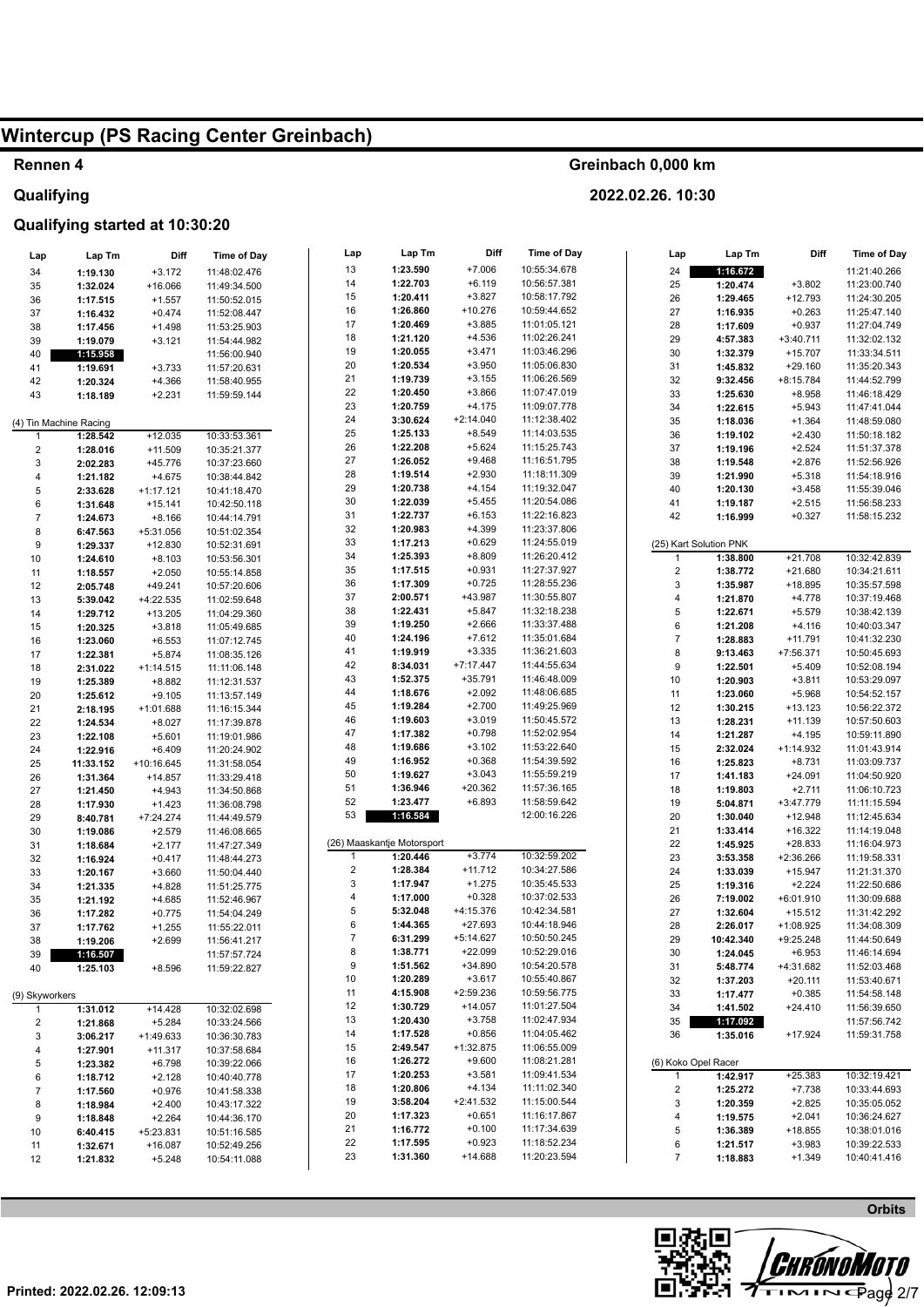# Wintercup (PS Racing Center Greinbach)

## Rennen 4

Greinbach 0,000 km

## Qualifying

2022.02.26. 10:30

### Qualifying started at 10:30:20

| Lap | Lap Tm | Diff | Time of Day |
|---|---|---|---|
| 34 | 1:19.130 | +3.172 | 11:48:02.476 |
| 35 | 1:32.024 | +16.066 | 11:49:34.500 |
| 36 | 1:17.515 | +1.557 | 11:50:52.015 |
| 37 | 1:16.432 | +0.474 | 11:52:08.447 |
| 38 | 1:17.456 | +1.498 | 11:53:25.903 |
| 39 | 1:19.079 | +3.121 | 11:54:44.982 |
| 40 | **1:15.958** | | 11:56:00.940 |
| 41 | 1:19.691 | +3.733 | 11:57:20.631 |
| 42 | 1:20.324 | +4.366 | 11:58:40.955 |
| 43 | 1:18.189 | +2.231 | 11:59:59.144 |

(4) Tin Machine Racing

| Lap | Lap Tm | Diff | Time of Day |
|---|---|---|---|
| 1 | 1:28.542 | +12.035 | 10:33:53.361 |
| 2 | 1:28.016 | +11.509 | 10:35:21.377 |
| 3 | 2:02.283 | +45.776 | 10:37:23.660 |
| 4 | 1:21.182 | +4.675 | 10:38:44.842 |
| 5 | 2:33.628 | +1:17.121 | 10:41:18.470 |
| 6 | 1:31.648 | +15.141 | 10:42:50.118 |
| 7 | 1:24.673 | +8.166 | 10:44:14.791 |
| 8 | 6:47.563 | +5:31.056 | 10:51:02.354 |
| 9 | 1:29.337 | +12.830 | 10:52:31.691 |
| 10 | 1:24.610 | +8.103 | 10:53:56.301 |
| 11 | 1:18.557 | +2.050 | 10:55:14.858 |
| 12 | 2:05.748 | +49.241 | 10:57:20.606 |
| 13 | 5:39.042 | +4:22.535 | 11:02:59.648 |
| 14 | 1:29.712 | +13.205 | 11:04:29.360 |
| 15 | 1:20.325 | +3.818 | 11:05:49.685 |
| 16 | 1:23.060 | +6.553 | 11:07:12.745 |
| 17 | 1:22.381 | +5.874 | 11:08:35.126 |
| 18 | 2:31.022 | +1:14.515 | 11:11:06.148 |
| 19 | 1:25.389 | +8.882 | 11:12:31.537 |
| 20 | 1:25.612 | +9.105 | 11:13:57.149 |
| 21 | 2:18.195 | +1:01.688 | 11:16:15.344 |
| 22 | 1:24.534 | +8.027 | 11:17:39.878 |
| 23 | 1:22.108 | +5.601 | 11:19:01.986 |
| 24 | 1:22.916 | +6.409 | 11:20:24.902 |
| 25 | 11:33.152 | +10:16.645 | 11:31:58.054 |
| 26 | 1:31.364 | +14.857 | 11:33:29.418 |
| 27 | 1:21.450 | +4.943 | 11:34:50.868 |
| 28 | 1:17.930 | +1.423 | 11:36:08.798 |
| 29 | 8:40.781 | +7:24.274 | 11:44:49.579 |
| 30 | 1:19.086 | +2.579 | 11:46:08.665 |
| 31 | 1:18.684 | +2.177 | 11:47:27.349 |
| 32 | 1:16.924 | +0.417 | 11:48:44.273 |
| 33 | 1:20.167 | +3.660 | 11:50:04.440 |
| 34 | 1:21.335 | +4.828 | 11:51:25.775 |
| 35 | 1:21.192 | +4.685 | 11:52:46.967 |
| 36 | 1:17.282 | +0.775 | 11:54:04.249 |
| 37 | 1:17.762 | +1.255 | 11:55:22.011 |
| 38 | 1:19.206 | +2.699 | 11:56:41.217 |
| 39 | **1:16.507** | | 11:57:57.724 |
| 40 | 1:25.103 | +8.596 | 11:59:22.827 |

(9) Skyworkers

| Lap | Lap Tm | Diff | Time of Day |
|---|---|---|---|
| 1 | 1:31.012 | +14.428 | 10:32:02.698 |
| 2 | 1:21.868 | +5.284 | 10:33:24.566 |
| 3 | 3:06.217 | +1:49.633 | 10:36:30.783 |
| 4 | 1:27.901 | +11.317 | 10:37:58.684 |
| 5 | 1:23.382 | +6.798 | 10:39:22.066 |
| 6 | 1:18.712 | +2.128 | 10:40:40.778 |
| 7 | 1:17.560 | +0.976 | 10:41:58.338 |
| 8 | 1:18.984 | +2.400 | 10:43:17.322 |
| 9 | 1:18.848 | +2.264 | 10:44:36.170 |
| 10 | 6:40.415 | +5:23.831 | 10:51:16.585 |
| 11 | 1:32.671 | +16.087 | 10:52:49.256 |
| 12 | 1:21.832 | +5.248 | 10:54:11.088 |
| 13 | 1:23.590 | +7.006 | 10:55:34.678 |
| 14 | 1:22.703 | +6.119 | 10:56:57.381 |
| 15 | 1:20.411 | +3.827 | 10:58:17.792 |
| 16 | 1:26.860 | +10.276 | 10:59:44.652 |
| 17 | 1:20.469 | +3.885 | 11:01:05.121 |
| 18 | 1:21.120 | +4.536 | 11:02:26.241 |
| 19 | 1:20.055 | +3.471 | 11:03:46.296 |
| 20 | 1:20.534 | +3.950 | 11:05:06.830 |
| 21 | 1:19.739 | +3.155 | 11:06:26.569 |
| 22 | 1:20.450 | +3.866 | 11:07:47.019 |
| 23 | 1:20.759 | +4.175 | 11:09:07.778 |
| 24 | 3:30.624 | +2:14.040 | 11:12:38.402 |
| 25 | 1:25.133 | +8.549 | 11:14:03.535 |
| 26 | 1:22.208 | +5.624 | 11:15:25.743 |
| 27 | 1:26.052 | +9.468 | 11:16:51.795 |
| 28 | 1:19.514 | +2.930 | 11:18:11.309 |
| 29 | 1:20.738 | +4.154 | 11:19:32.047 |
| 30 | 1:22.039 | +5.455 | 11:20:54.086 |
| 31 | 1:22.737 | +6.153 | 11:22:16.823 |
| 32 | 1:20.983 | +4.399 | 11:23:37.806 |
| 33 | 1:17.213 | +0.629 | 11:24:55.019 |
| 34 | 1:25.393 | +8.809 | 11:26:20.412 |
| 35 | 1:17.515 | +0.931 | 11:27:37.927 |
| 36 | 1:17.309 | +0.725 | 11:28:55.236 |
| 37 | 2:00.571 | +43.987 | 11:30:55.807 |
| 38 | 1:22.431 | +5.847 | 11:32:18.238 |
| 39 | 1:19.250 | +2.666 | 11:33:37.488 |
| 40 | 1:24.196 | +7.612 | 11:35:01.684 |
| 41 | 1:19.919 | +3.335 | 11:36:21.603 |
| 42 | 8:34.031 | +7:17.447 | 11:44:55.634 |
| 43 | 1:52.375 | +35.791 | 11:46:48.009 |
| 44 | 1:18.676 | +2.092 | 11:48:06.685 |
| 45 | 1:19.284 | +2.700 | 11:49:25.969 |
| 46 | 1:19.603 | +3.019 | 11:50:45.572 |
| 47 | 1:17.382 | +0.798 | 11:52:02.954 |
| 48 | 1:19.686 | +3.102 | 11:53:22.640 |
| 49 | 1:16.952 | +0.368 | 11:54:39.592 |
| 50 | 1:19.627 | +3.043 | 11:55:59.219 |
| 51 | 1:36.946 | +20.362 | 11:57:36.165 |
| 52 | 1:23.477 | +6.893 | 11:58:59.642 |
| 53 | **1:16.584** | | 12:00:16.226 |

(26) Maaskantje Motorsport

| Lap | Lap Tm | Diff | Time of Day |
|---|---|---|---|
| 1 | 1:20.446 | +3.774 | 10:32:59.202 |
| 2 | 1:28.384 | +11.712 | 10:34:27.586 |
| 3 | 1:17.947 | +1.275 | 10:35:45.533 |
| 4 | 1:17.000 | +0.328 | 10:37:02.533 |
| 5 | 5:32.048 | +4:15.376 | 10:42:34.581 |
| 6 | 1:44.365 | +27.693 | 10:44:18.946 |
| 7 | 6:31.299 | +5:14.627 | 10:50:50.245 |
| 8 | 1:38.771 | +22.099 | 10:52:29.016 |
| 9 | 1:51.562 | +34.890 | 10:54:20.578 |
| 10 | 1:20.289 | +3.617 | 10:55:40.867 |
| 11 | 4:15.908 | +2:59.236 | 10:59:56.775 |
| 12 | 1:30.729 | +14.057 | 11:01:27.504 |
| 13 | 1:20.430 | +3.758 | 11:02:47.934 |
| 14 | 1:17.528 | +0.856 | 11:04:05.462 |
| 15 | 2:49.547 | +1:32.875 | 11:06:55.009 |
| 16 | 1:26.272 | +9.600 | 11:08:21.281 |
| 17 | 1:20.253 | +3.581 | 11:09:41.534 |
| 18 | 1:20.806 | +4.134 | 11:11:02.340 |
| 19 | 3:58.204 | +2:41.532 | 11:15:00.544 |
| 20 | 1:17.323 | +0.651 | 11:16:17.867 |
| 21 | 1:16.772 | +0.100 | 11:17:34.639 |
| 22 | 1:17.595 | +0.923 | 11:18:52.234 |
| 23 | 1:31.360 | +14.688 | 11:20:23.594 |
| 24 | **1:16.672** | | 11:21:40.266 |
| 25 | 1:20.474 | +3.802 | 11:23:00.740 |
| 26 | 1:29.465 | +12.793 | 11:24:30.205 |
| 27 | 1:16.935 | +0.263 | 11:25:47.140 |
| 28 | 1:17.609 | +0.937 | 11:27:04.749 |
| 29 | 4:57.383 | +3:40.711 | 11:32:02.132 |
| 30 | 1:32.379 | +15.707 | 11:33:34.511 |
| 31 | 1:45.832 | +29.160 | 11:35:20.343 |
| 32 | 9:32.456 | +8:15.784 | 11:44:52.799 |
| 33 | 1:25.630 | +8.958 | 11:46:18.429 |
| 34 | 1:22.615 | +5.943 | 11:47:41.044 |
| 35 | 1:18.036 | +1.364 | 11:48:59.080 |
| 36 | 1:19.102 | +2.430 | 11:50:18.182 |
| 37 | 1:19.196 | +2.524 | 11:51:37.378 |
| 38 | 1:19.548 | +2.876 | 11:52:56.926 |
| 39 | 1:21.990 | +5.318 | 11:54:18.916 |
| 40 | 1:20.130 | +3.458 | 11:55:39.046 |
| 41 | 1:19.187 | +2.515 | 11:56:58.233 |
| 42 | 1:16.999 | +0.327 | 11:58:15.232 |

(25) Kart Solution PNK

| Lap | Lap Tm | Diff | Time of Day |
|---|---|---|---|
| 1 | 1:38.800 | +21.708 | 10:32:42.839 |
| 2 | 1:38.772 | +21.680 | 10:34:21.611 |
| 3 | 1:35.987 | +18.895 | 10:35:57.598 |
| 4 | 1:21.870 | +4.778 | 10:37:19.468 |
| 5 | 1:22.671 | +5.579 | 10:38:42.139 |
| 6 | 1:21.208 | +4.116 | 10:40:03.347 |
| 7 | 1:28.883 | +11.791 | 10:41:32.230 |
| 8 | 9:13.463 | +7:56.371 | 10:50:45.693 |
| 9 | 1:22.501 | +5.409 | 10:52:08.194 |
| 10 | 1:20.903 | +3.811 | 10:53:29.097 |
| 11 | 1:23.060 | +5.968 | 10:54:52.157 |
| 12 | 1:30.215 | +13.123 | 10:56:22.372 |
| 13 | 1:28.231 | +11.139 | 10:57:50.603 |
| 14 | 1:21.287 | +4.195 | 10:59:11.890 |
| 15 | 2:32.024 | +1:14.932 | 11:01:43.914 |
| 16 | 1:25.823 | +8.731 | 11:03:09.737 |
| 17 | 1:41.183 | +24.091 | 11:04:50.920 |
| 18 | 1:19.803 | +2.711 | 11:06:10.723 |
| 19 | 5:04.871 | +3:47.779 | 11:11:15.594 |
| 20 | 1:30.040 | +12.948 | 11:12:45.634 |
| 21 | 1:33.414 | +16.322 | 11:14:19.048 |
| 22 | 1:45.925 | +28.833 | 11:16:04.973 |
| 23 | 3:53.358 | +2:36.266 | 11:19:58.331 |
| 24 | 1:33.039 | +15.947 | 11:21:31.370 |
| 25 | 1:19.316 | +2.224 | 11:22:50.686 |
| 26 | 7:19.002 | +6:01.910 | 11:30:09.688 |
| 27 | 1:32.604 | +15.512 | 11:31:42.292 |
| 28 | 2:26.017 | +1:08.925 | 11:34:08.309 |
| 29 | 10:42.340 | +9:25.248 | 11:44:50.649 |
| 30 | 1:24.045 | +6.953 | 11:46:14.694 |
| 31 | 5:48.774 | +4:31.682 | 11:52:03.468 |
| 32 | 1:37.203 | +20.111 | 11:53:40.671 |
| 33 | 1:17.477 | +0.385 | 11:54:58.148 |
| 34 | 1:41.502 | +24.410 | 11:56:39.650 |
| 35 | **1:17.092** | | 11:57:56.742 |
| 36 | 1:35.016 | +17.924 | 11:59:31.758 |

(6) Koko Opel Racer

| Lap | Lap Tm | Diff | Time of Day |
|---|---|---|---|
| 1 | 1:42.917 | +25.383 | 10:32:19.421 |
| 2 | 1:25.272 | +7.738 | 10:33:44.693 |
| 3 | 1:20.359 | +2.825 | 10:35:05.052 |
| 4 | 1:19.575 | +2.041 | 10:36:24.627 |
| 5 | 1:36.389 | +18.855 | 10:38:01.016 |
| 6 | 1:21.517 | +3.983 | 10:39:22.533 |
| 7 | 1:18.883 | +1.349 | 10:40:41.416 |

Orbits

Printed: 2022.02.26. 12:09:13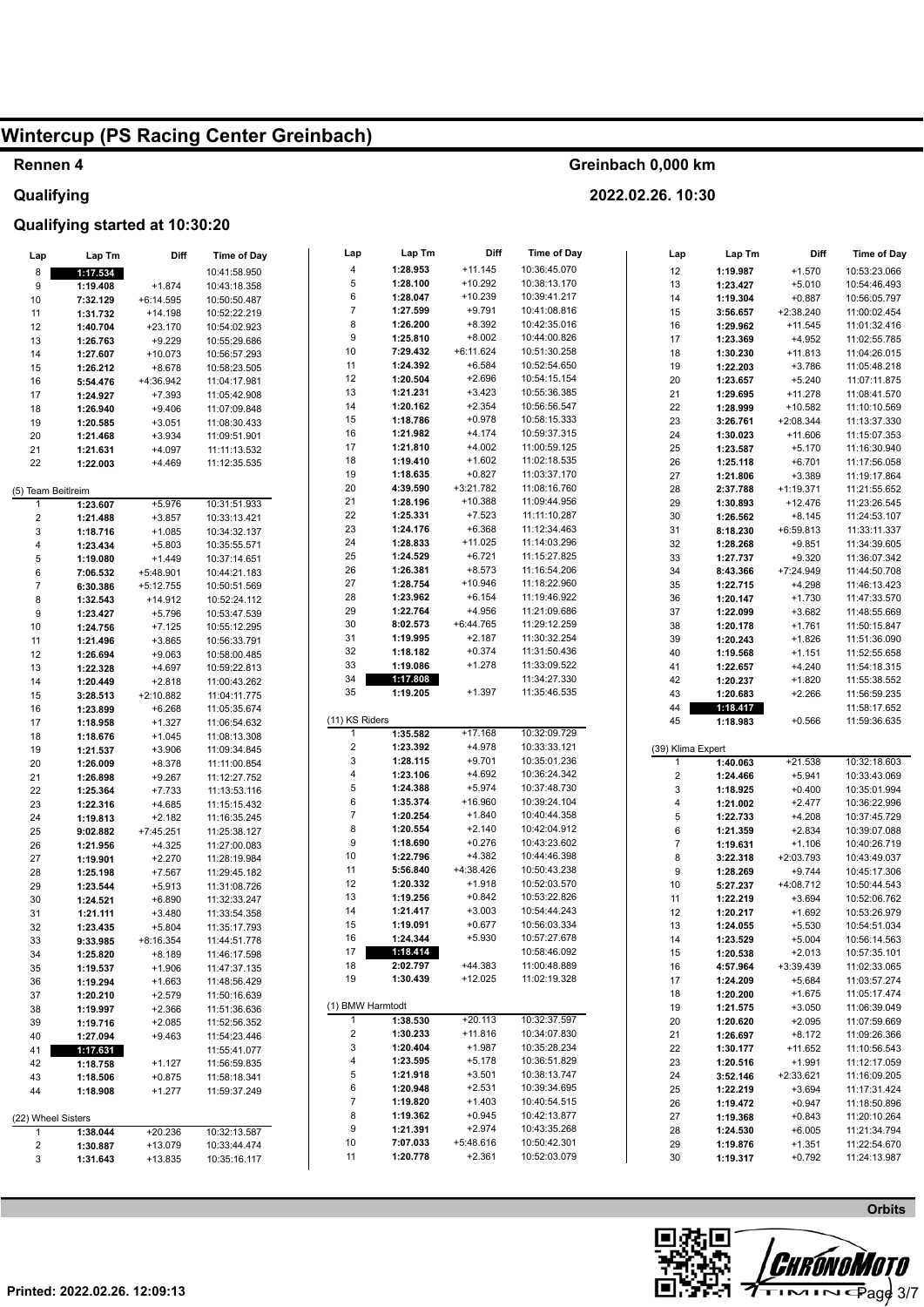# Wintercup (PS Racing Center Greinbach)

**Rennen 4** Greinbach 0,000 km

**Qualifying** 2022.02.26. 10:30

**Qualifying started at 10:30:20**

| Lap | Lap Tm | Diff | Time of Day |
|---|---|---|---|
| 8 | **1:17.534** | | 10:41:58.950 |
| 9 | 1:19.408 | +1.874 | 10:43:18.358 |
| 10 | 7:32.129 | +6:14.595 | 10:50:50.487 |
| 11 | 1:31.732 | +14.198 | 10:52:22.219 |
| 12 | 1:40.704 | +23.170 | 10:54:02.923 |
| 13 | 1:26.763 | +9.229 | 10:55:29.686 |
| 14 | 1:27.607 | +10.073 | 10:56:57.293 |
| 15 | 1:26.212 | +8.678 | 10:58:23.505 |
| 16 | 5:54.476 | +4:36.942 | 11:04:17.981 |
| 17 | 1:24.927 | +7.393 | 11:05:42.908 |
| 18 | 1:26.940 | +9.406 | 11:07:09.848 |
| 19 | 1:20.585 | +3.051 | 11:08:30.433 |
| 20 | 1:21.468 | +3.934 | 11:09:51.901 |
| 21 | 1:21.631 | +4.097 | 11:11:13.532 |
| 22 | 1:22.003 | +4.469 | 11:12:35.535 |

(5) Team Beitlreim

| Lap | Lap Tm | Diff | Time of Day |
|---|---|---|---|
| 1 | 1:23.607 | +5.976 | 10:31:51.933 |
| 2 | 1:21.488 | +3.857 | 10:33:13.421 |
| 3 | 1:18.716 | +1.085 | 10:34:32.137 |
| 4 | 1:23.434 | +5.803 | 10:35:55.571 |
| 5 | 1:19.080 | +1.449 | 10:37:14.651 |
| 6 | 7:06.532 | +5:48.901 | 10:44:21.183 |
| 7 | 6:30.386 | +5:12.755 | 10:50:51.569 |
| 8 | 1:32.543 | +14.912 | 10:52:24.112 |
| 9 | 1:23.427 | +5.796 | 10:53:47.539 |
| 10 | 1:24.756 | +7.125 | 10:55:12.295 |
| 11 | 1:21.496 | +3.865 | 10:56:33.791 |
| 12 | 1:26.694 | +9.063 | 10:58:00.485 |
| 13 | 1:22.328 | +4.697 | 10:59:22.813 |
| 14 | 1:20.449 | +2.818 | 11:00:43.262 |
| 15 | 3:28.513 | +2:10.882 | 11:04:11.775 |
| 16 | 1:23.899 | +6.268 | 11:05:35.674 |
| 17 | 1:18.958 | +1.327 | 11:06:54.632 |
| 18 | 1:18.676 | +1.045 | 11:08:13.308 |
| 19 | 1:21.537 | +3.906 | 11:09:34.845 |
| 20 | 1:26.009 | +8.378 | 11:11:00.854 |
| 21 | 1:26.898 | +9.267 | 11:12:27.752 |
| 22 | 1:25.364 | +7.733 | 11:13:53.116 |
| 23 | 1:22.316 | +4.685 | 11:15:15.432 |
| 24 | 1:19.813 | +2.182 | 11:16:35.245 |
| 25 | 9:02.882 | +7:45.251 | 11:25:38.127 |
| 26 | 1:21.956 | +4.325 | 11:27:00.083 |
| 27 | 1:19.901 | +2.270 | 11:28:19.984 |
| 28 | 1:25.198 | +7.567 | 11:29:45.182 |
| 29 | 1:23.544 | +5.913 | 11:31:08.726 |
| 30 | 1:24.521 | +6.890 | 11:32:33.247 |
| 31 | 1:21.111 | +3.480 | 11:33:54.358 |
| 32 | 1:23.435 | +5.804 | 11:35:17.793 |
| 33 | 9:33.985 | +8:16.354 | 11:44:51.778 |
| 34 | 1:25.820 | +8.189 | 11:46:17.598 |
| 35 | 1:19.537 | +1.906 | 11:47:37.135 |
| 36 | 1:19.294 | +1.663 | 11:48:56.429 |
| 37 | 1:20.210 | +2.579 | 11:50:16.639 |
| 38 | 1:19.997 | +2.366 | 11:51:36.636 |
| 39 | 1:19.716 | +2.085 | 11:52:56.352 |
| 40 | 1:27.094 | +9.463 | 11:54:23.446 |
| 41 | **1:17.631** | | 11:55:41.077 |
| 42 | 1:18.758 | +1.127 | 11:56:59.835 |
| 43 | 1:18.506 | +0.875 | 11:58:18.341 |
| 44 | 1:18.908 | +1.277 | 11:59:37.249 |

(22) Wheel Sisters

| Lap | Lap Tm | Diff | Time of Day |
|---|---|---|---|
| 1 | 1:38.044 | +20.236 | 10:32:13.587 |
| 2 | 1:30.887 | +13.079 | 10:33:44.474 |
| 3 | 1:31.643 | +13.835 | 10:35:16.117 |
| 4 | 1:28.953 | +11.145 | 10:36:45.070 |
| 5 | 1:28.100 | +10.292 | 10:38:13.170 |
| 6 | 1:28.047 | +10.239 | 10:39:41.217 |
| 7 | 1:27.599 | +9.791 | 10:41:08.816 |
| 8 | 1:26.200 | +8.392 | 10:42:35.016 |
| 9 | 1:25.810 | +8.002 | 10:44:00.826 |
| 10 | 7:29.432 | +6:11.624 | 10:51:30.258 |
| 11 | 1:24.392 | +6.584 | 10:52:54.650 |
| 12 | 1:20.504 | +2.696 | 10:54:15.154 |
| 13 | 1:21.231 | +3.423 | 10:55:36.385 |
| 14 | 1:20.162 | +2.354 | 10:56:56.547 |
| 15 | 1:18.786 | +0.978 | 10:58:15.333 |
| 16 | 1:21.982 | +4.174 | 10:59:37.315 |
| 17 | 1:21.810 | +4.002 | 11:00:59.125 |
| 18 | 1:19.410 | +1.602 | 11:02:18.535 |
| 19 | 1:18.635 | +0.827 | 11:03:37.170 |
| 20 | 4:39.590 | +3:21.782 | 11:08:16.760 |
| 21 | 1:28.196 | +10.388 | 11:09:44.956 |
| 22 | 1:25.331 | +7.523 | 11:11:10.287 |
| 23 | 1:24.176 | +6.368 | 11:12:34.463 |
| 24 | 1:28.833 | +11.025 | 11:14:03.296 |
| 25 | 1:24.529 | +6.721 | 11:15:27.825 |
| 26 | 1:26.381 | +8.573 | 11:16:54.206 |
| 27 | 1:28.754 | +10.946 | 11:18:22.960 |
| 28 | 1:23.962 | +6.154 | 11:19:46.922 |
| 29 | 1:22.764 | +4.956 | 11:21:09.686 |
| 30 | 8:02.573 | +6:44.765 | 11:29:12.259 |
| 31 | 1:19.995 | +2.187 | 11:30:32.254 |
| 32 | 1:18.182 | +0.374 | 11:31:50.436 |
| 33 | 1:19.086 | +1.278 | 11:33:09.522 |
| 34 | **1:17.808** | | 11:34:27.330 |
| 35 | 1:19.205 | +1.397 | 11:35:46.535 |

(11) KS Riders

| Lap | Lap Tm | Diff | Time of Day |
|---|---|---|---|
| 1 | 1:35.582 | +17.168 | 10:32:09.729 |
| 2 | 1:23.392 | +4.978 | 10:33:33.121 |
| 3 | 1:28.115 | +9.701 | 10:35:01.236 |
| 4 | 1:23.106 | +4.692 | 10:36:24.342 |
| 5 | 1:24.388 | +5.974 | 10:37:48.730 |
| 6 | 1:35.374 | +16.960 | 10:39:24.104 |
| 7 | 1:20.254 | +1.840 | 10:40:44.358 |
| 8 | 1:20.554 | +2.140 | 10:42:04.912 |
| 9 | 1:18.690 | +0.276 | 10:43:23.602 |
| 10 | 1:22.796 | +4.382 | 10:44:46.398 |
| 11 | 5:56.840 | +4:38.426 | 10:50:43.238 |
| 12 | 1:20.332 | +1.918 | 10:52:03.570 |
| 13 | 1:19.256 | +0.842 | 10:53:22.826 |
| 14 | 1:21.417 | +3.003 | 10:54:44.243 |
| 15 | 1:19.091 | +0.677 | 10:56:03.334 |
| 16 | 1:24.344 | +5.930 | 10:57:27.678 |
| 17 | **1:18.414** | | 10:58:46.092 |
| 18 | 2:02.797 | +44.383 | 11:00:48.889 |
| 19 | 1:30.439 | +12.025 | 11:02:19.328 |

(1) BMW Harmtodt

| Lap | Lap Tm | Diff | Time of Day |
|---|---|---|---|
| 1 | 1:38.530 | +20.113 | 10:32:37.597 |
| 2 | 1:30.233 | +11.816 | 10:34:07.830 |
| 3 | 1:20.404 | +1.987 | 10:35:28.234 |
| 4 | 1:23.595 | +5.178 | 10:36:51.829 |
| 5 | 1:21.918 | +3.501 | 10:38:13.747 |
| 6 | 1:20.948 | +2.531 | 10:39:34.695 |
| 7 | 1:19.820 | +1.403 | 10:40:54.515 |
| 8 | 1:19.362 | +0.945 | 10:42:13.877 |
| 9 | 1:21.391 | +2.974 | 10:43:35.268 |
| 10 | 7:07.033 | +5:48.616 | 10:50:42.301 |
| 11 | 1:20.778 | +2.361 | 10:52:03.079 |
| 12 | 1:19.987 | +1.570 | 10:53:23.066 |
| 13 | 1:23.427 | +5.010 | 10:54:46.493 |
| 14 | 1:19.304 | +0.887 | 10:56:05.797 |
| 15 | 3:56.657 | +2:38.240 | 11:00:02.454 |
| 16 | 1:29.962 | +11.545 | 11:01:32.416 |
| 17 | 1:23.369 | +4.952 | 11:02:55.785 |
| 18 | 1:30.230 | +11.813 | 11:04:26.015 |
| 19 | 1:22.203 | +3.786 | 11:05:48.218 |
| 20 | 1:23.657 | +5.240 | 11:07:11.875 |
| 21 | 1:29.695 | +11.278 | 11:08:41.570 |
| 22 | 1:28.999 | +10.582 | 11:10:10.569 |
| 23 | 3:26.761 | +2:08.344 | 11:13:37.330 |
| 24 | 1:30.023 | +11.606 | 11:15:07.353 |
| 25 | 1:23.587 | +5.170 | 11:16:30.940 |
| 26 | 1:25.118 | +6.701 | 11:17:56.058 |
| 27 | 1:21.806 | +3.389 | 11:19:17.864 |
| 28 | 2:37.788 | +1:19.371 | 11:21:55.652 |
| 29 | 1:30.893 | +12.476 | 11:23:26.545 |
| 30 | 1:26.562 | +8.145 | 11:24:53.107 |
| 31 | 8:18.230 | +6:59.813 | 11:33:11.337 |
| 32 | 1:28.268 | +9.851 | 11:34:39.605 |
| 33 | 1:27.737 | +9.320 | 11:36:07.342 |
| 34 | 8:43.366 | +7:24.949 | 11:44:50.708 |
| 35 | 1:22.715 | +4.298 | 11:46:13.423 |
| 36 | 1:20.147 | +1.730 | 11:47:33.570 |
| 37 | 1:22.099 | +3.682 | 11:48:55.669 |
| 38 | 1:20.178 | +1.761 | 11:50:15.847 |
| 39 | 1:20.243 | +1.826 | 11:51:36.090 |
| 40 | 1:19.568 | +1.151 | 11:52:55.658 |
| 41 | 1:22.657 | +4.240 | 11:54:18.315 |
| 42 | 1:20.237 | +1.820 | 11:55:38.552 |
| 43 | 1:20.683 | +2.266 | 11:56:59.235 |
| 44 | **1:18.417** | | 11:58:17.652 |
| 45 | 1:18.983 | +0.566 | 11:59:36.635 |

(39) Klima Expert

| Lap | Lap Tm | Diff | Time of Day |
|---|---|---|---|
| 1 | 1:40.063 | +21.538 | 10:32:18.603 |
| 2 | 1:24.466 | +5.941 | 10:33:43.069 |
| 3 | 1:18.925 | +0.400 | 10:35:01.994 |
| 4 | 1:21.002 | +2.477 | 10:36:22.996 |
| 5 | 1:22.733 | +4.208 | 10:37:45.729 |
| 6 | 1:21.359 | +2.834 | 10:39:07.088 |
| 7 | 1:19.631 | +1.106 | 10:40:26.719 |
| 8 | 3:22.318 | +2:03.793 | 10:43:49.037 |
| 9 | 1:28.269 | +9.744 | 10:45:17.306 |
| 10 | 5:27.237 | +4:08.712 | 10:50:44.543 |
| 11 | 1:22.219 | +3.694 | 10:52:06.762 |
| 12 | 1:20.217 | +1.692 | 10:53:26.979 |
| 13 | 1:24.055 | +5.530 | 10:54:51.034 |
| 14 | 1:23.529 | +5.004 | 10:56:14.563 |
| 15 | 1:20.538 | +2.013 | 10:57:35.101 |
| 16 | 4:57.964 | +3:39.439 | 11:02:33.065 |
| 17 | 1:24.209 | +5.684 | 11:03:57.274 |
| 18 | 1:20.200 | +1.675 | 11:05:17.474 |
| 19 | 1:21.575 | +3.050 | 11:06:39.049 |
| 20 | 1:20.620 | +2.095 | 11:07:59.669 |
| 21 | 1:26.697 | +8.172 | 11:09:26.366 |
| 22 | 1:30.177 | +11.652 | 11:10:56.543 |
| 23 | 1:20.516 | +1.991 | 11:12:17.059 |
| 24 | 3:52.146 | +2:33.621 | 11:16:09.205 |
| 25 | 1:22.219 | +3.694 | 11:17:31.424 |
| 26 | 1:19.472 | +0.947 | 11:18:50.896 |
| 27 | 1:19.368 | +0.843 | 11:20:10.264 |
| 28 | 1:24.530 | +6.005 | 11:21:34.794 |
| 29 | 1:19.876 | +1.351 | 11:22:54.670 |
| 30 | 1:19.317 | +0.792 | 11:24:13.987 |

Orbits

Printed: 2022.02.26. 12:09:13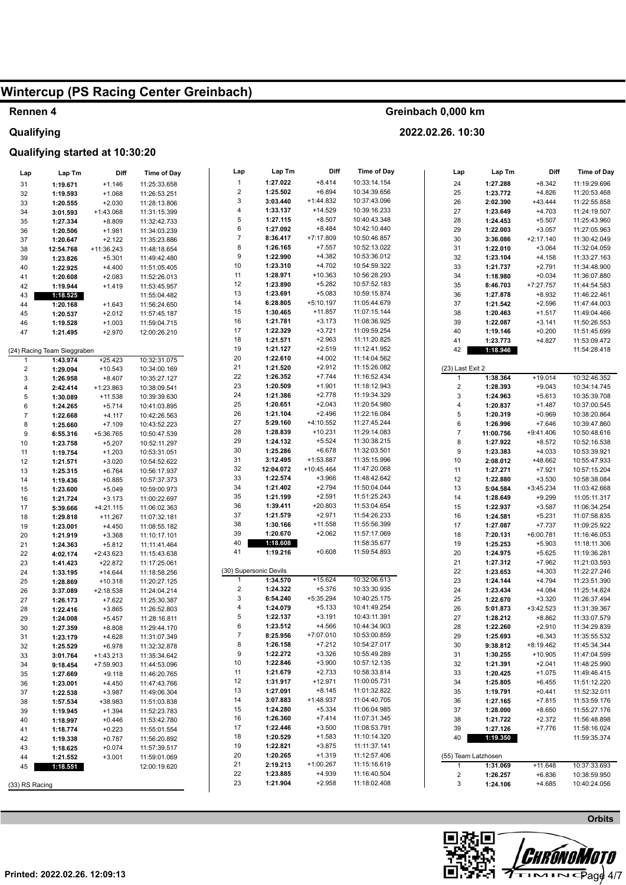# Wintercup (PS Racing Center Greinbach)

## Rennen 4

Greinbach 0,000 km

## Qualifying

2022.02.26. 10:30

### Qualifying started at 10:30:20

| Lap | Lap Tm | Diff | Time of Day |
|---|---|---|---|
| 31 | **1:19.671** | +1.146 | 11:25:33.658 |
| 32 | **1:19.593** | +1.068 | 11:26:53.251 |
| 33 | **1:20.555** | +2.030 | 11:28:13.806 |
| 34 | **3:01.593** | +1:43.068 | 11:31:15.399 |
| 35 | **1:27.334** | +8.809 | 11:32:42.733 |
| 36 | **1:20.506** | +1.981 | 11:34:03.239 |
| 37 | **1:20.647** | +2.122 | 11:35:23.886 |
| 38 | **12:54.768** | +11:36.243 | 11:48:18.654 |
| 39 | **1:23.826** | +5.301 | 11:49:42.480 |
| 40 | **1:22.925** | +4.400 | 11:51:05.405 |
| 41 | **1:20.608** | +2.083 | 11:52:26.013 |
| 42 | **1:19.944** | +1.419 | 11:53:45.957 |
| 43 | **1:18.525** | | 11:55:04.482 |
| 44 | **1:20.168** | +1.643 | 11:56:24.650 |
| 45 | **1:20.537** | +2.012 | 11:57:45.187 |
| 46 | **1:19.528** | +1.003 | 11:59:04.715 |
| 47 | **1:21.495** | +2.970 | 12:00:26.210 |

(24) Racing Team Sieggraben

| Lap | Lap Tm | Diff | Time of Day |
|---|---|---|---|
| 1 | **1:43.974** | +25.423 | 10:32:31.075 |
| 2 | **1:29.094** | +10.543 | 10:34:00.169 |
| 3 | **1:26.958** | +8.407 | 10:35:27.127 |
| 4 | **2:42.414** | +1:23.863 | 10:38:09.541 |
| 5 | **1:30.089** | +11.538 | 10:39:39.630 |
| 6 | **1:24.265** | +5.714 | 10:41:03.895 |
| 7 | **1:22.668** | +4.117 | 10:42:26.563 |
| 8 | **1:25.660** | +7.109 | 10:43:52.223 |
| 9 | **6:55.316** | +5:36.765 | 10:50:47.539 |
| 10 | **1:23.758** | +5.207 | 10:52:11.297 |
| 11 | **1:19.754** | +1.203 | 10:53:31.051 |
| 12 | **1:21.571** | +3.020 | 10:54:52.622 |
| 13 | **1:25.315** | +6.764 | 10:56:17.937 |
| 14 | **1:19.436** | +0.885 | 10:57:37.373 |
| 15 | **1:23.600** | +5.049 | 10:59:00.973 |
| 16 | **1:21.724** | +3.173 | 11:00:22.697 |
| 17 | **5:39.666** | +4:21.115 | 11:06:02.363 |
| 18 | **1:29.818** | +11.267 | 11:07:32.181 |
| 19 | **1:23.001** | +4.450 | 11:08:55.182 |
| 20 | **1:21.919** | +3.368 | 11:10:17.101 |
| 21 | **1:24.363** | +5.812 | 11:11:41.464 |
| 22 | **4:02.174** | +2:43.623 | 11:15:43.638 |
| 23 | **1:41.423** | +22.872 | 11:17:25.061 |
| 24 | **1:33.195** | +14.644 | 11:18:58.256 |
| 25 | **1:28.869** | +10.318 | 11:20:27.125 |
| 26 | **3:37.089** | +2:18.538 | 11:24:04.214 |
| 27 | **1:26.173** | +7.622 | 11:25:30.387 |
| 28 | **1:22.416** | +3.865 | 11:26:52.803 |
| 29 | **1:24.008** | +5.457 | 11:28:16.811 |
| 30 | **1:27.359** | +8.808 | 11:29:44.170 |
| 31 | **1:23.179** | +4.628 | 11:31:07.349 |
| 32 | **1:25.529** | +6.978 | 11:32:32.878 |
| 33 | **3:01.764** | +1:43.213 | 11:35:34.642 |
| 34 | **9:18.454** | +7:59.903 | 11:44:53.096 |
| 35 | **1:27.669** | +9.118 | 11:46:20.765 |
| 36 | **1:23.001** | +4.450 | 11:47:43.766 |
| 37 | **1:22.538** | +3.987 | 11:49:06.304 |
| 38 | **1:57.534** | +38.983 | 11:51:03.838 |
| 39 | **1:19.945** | +1.394 | 11:52:23.783 |
| 40 | **1:18.997** | +0.446 | 11:53:42.780 |
| 41 | **1:18.774** | +0.223 | 11:55:01.554 |
| 42 | **1:19.338** | +0.787 | 11:56:20.892 |
| 43 | **1:18.625** | +0.074 | 11:57:39.517 |
| 44 | **1:21.552** | +3.001 | 11:59:01.069 |
| 45 | **1:18.551** | | 12:00:19.620 |

(33) RS Racing

| Lap | Lap Tm | Diff | Time of Day |
|---|---|---|---|
| 1 | **1:27.022** | +8.414 | 10:33:14.154 |
| 2 | **1:25.502** | +6.894 | 10:34:39.656 |
| 3 | **3:03.440** | +1:44.832 | 10:37:43.096 |
| 4 | **1:33.137** | +14.529 | 10:39:16.233 |
| 5 | **1:27.115** | +8.507 | 10:40:43.348 |
| 6 | **1:27.092** | +8.484 | 10:42:10.440 |
| 7 | **8:36.417** | +7:17.809 | 10:50:46.857 |
| 8 | **1:26.165** | +7.557 | 10:52:13.022 |
| 9 | **1:22.990** | +4.382 | 10:53:36.012 |
| 10 | **1:23.310** | +4.702 | 10:54:59.322 |
| 11 | **1:28.971** | +10.363 | 10:56:28.293 |
| 12 | **1:23.890** | +5.282 | 10:57:52.183 |
| 13 | **1:23.691** | +5.083 | 10:59:15.874 |
| 14 | **6:28.805** | +5:10.197 | 11:05:44.679 |
| 15 | **1:30.465** | +11.857 | 11:07:15.144 |
| 16 | **1:21.781** | +3.173 | 11:08:36.925 |
| 17 | **1:22.329** | +3.721 | 11:09:59.254 |
| 18 | **1:21.571** | +2.963 | 11:11:20.825 |
| 19 | **1:21.127** | +2.519 | 11:12:41.952 |
| 20 | **1:22.610** | +4.002 | 11:14:04.562 |
| 21 | **1:21.520** | +2.912 | 11:15:26.082 |
| 22 | **1:26.352** | +7.744 | 11:16:52.434 |
| 23 | **1:20.509** | +1.901 | 11:18:12.943 |
| 24 | **1:21.386** | +2.778 | 11:19:34.329 |
| 25 | **1:20.651** | +2.043 | 11:20:54.980 |
| 26 | **1:21.104** | +2.496 | 11:22:16.084 |
| 27 | **5:29.160** | +4:10.552 | 11:27:45.244 |
| 28 | **1:28.839** | +10.231 | 11:29:14.083 |
| 29 | **1:24.132** | +5.524 | 11:30:38.215 |
| 30 | **1:25.286** | +6.678 | 11:32:03.501 |
| 31 | **3:12.495** | +1:53.887 | 11:35:15.996 |
| 32 | **12:04.072** | +10:45.464 | 11:47:20.068 |
| 33 | **1:22.574** | +3.966 | 11:48:42.642 |
| 34 | **1:21.402** | +2.794 | 11:50:04.044 |
| 35 | **1:21.199** | +2.591 | 11:51:25.243 |
| 36 | **1:39.411** | +20.803 | 11:53:04.654 |
| 37 | **1:21.579** | +2.971 | 11:54:26.233 |
| 38 | **1:30.166** | +11.558 | 11:55:56.399 |
| 39 | **1:20.670** | +2.062 | 11:57:17.069 |
| 40 | **1:18.608** | | 11:58:35.677 |
| 41 | **1:19.216** | +0.608 | 11:59:54.893 |

(30) Supersonic Devils

| Lap | Lap Tm | Diff | Time of Day |
|---|---|---|---|
| 1 | **1:34.570** | +15.624 | 10:32:06.613 |
| 2 | **1:24.322** | +5.376 | 10:33:30.935 |
| 3 | **6:54.240** | +5:35.294 | 10:40:25.175 |
| 4 | **1:24.079** | +5.133 | 10:41:49.254 |
| 5 | **1:22.137** | +3.191 | 10:43:11.391 |
| 6 | **1:23.512** | +4.566 | 10:44:34.903 |
| 7 | **8:25.956** | +7:07.010 | 10:53:00.859 |
| 8 | **1:26.158** | +7.212 | 10:54:27.017 |
| 9 | **1:22.272** | +3.326 | 10:55:49.289 |
| 10 | **1:22.846** | +3.900 | 10:57:12.135 |
| 11 | **1:21.679** | +2.733 | 10:58:33.814 |
| 12 | **1:31.917** | +12.971 | 11:00:05.731 |
| 13 | **1:27.091** | +8.145 | 11:01:32.822 |
| 14 | **3:07.883** | +1:48.937 | 11:04:40.705 |
| 15 | **1:24.280** | +5.334 | 11:06:04.985 |
| 16 | **1:26.360** | +7.414 | 11:07:31.345 |
| 17 | **1:22.446** | +3.500 | 11:08:53.791 |
| 18 | **1:20.529** | +1.583 | 11:10:14.320 |
| 19 | **1:22.821** | +3.875 | 11:11:37.141 |
| 20 | **1:20.265** | +1.319 | 11:12:57.406 |
| 21 | **2:19.213** | +1:00.267 | 11:15:16.619 |
| 22 | **1:23.885** | +4.939 | 11:16:40.504 |
| 23 | **1:21.904** | +2.958 | 11:18:02.408 |
| 24 | **1:27.288** | +8.342 | 11:19:29.696 |
| 25 | **1:23.772** | +4.826 | 11:20:53.468 |
| 26 | **2:02.390** | +43.444 | 11:22:55.858 |
| 27 | **1:23.649** | +4.703 | 11:24:19.507 |
| 28 | **1:24.453** | +5.507 | 11:25:43.960 |
| 29 | **1:22.003** | +3.057 | 11:27:05.963 |
| 30 | **3:36.086** | +2:17.140 | 11:30:42.049 |
| 31 | **1:22.010** | +3.064 | 11:32:04.059 |
| 32 | **1:23.104** | +4.158 | 11:33:27.163 |
| 33 | **1:21.737** | +2.791 | 11:34:48.900 |
| 34 | **1:18.980** | +0.034 | 11:36:07.880 |
| 35 | **8:46.703** | +7:27.757 | 11:44:54.583 |
| 36 | **1:27.878** | +8.932 | 11:46:22.461 |
| 37 | **1:21.542** | +2.596 | 11:47:44.003 |
| 38 | **1:20.463** | +1.517 | 11:49:04.466 |
| 39 | **1:22.087** | +3.141 | 11:50:26.553 |
| 40 | **1:19.146** | +0.200 | 11:51:45.699 |
| 41 | **1:23.773** | +4.827 | 11:53:09.472 |
| 42 | **1:18.946** | | 11:54:28.418 |

(23) Last Exit 2

| Lap | Lap Tm | Diff | Time of Day |
|---|---|---|---|
| 1 | **1:38.364** | +19.014 | 10:32:46.352 |
| 2 | **1:28.393** | +9.043 | 10:34:14.745 |
| 3 | **1:24.963** | +5.613 | 10:35:39.708 |
| 4 | **1:20.837** | +1.487 | 10:37:00.545 |
| 5 | **1:20.319** | +0.969 | 10:38:20.864 |
| 6 | **1:26.996** | +7.646 | 10:39:47.860 |
| 7 | **11:00.756** | +9:41.406 | 10:50:48.616 |
| 8 | **1:27.922** | +8.572 | 10:52:16.538 |
| 9 | **1:23.383** | +4.033 | 10:53:39.921 |
| 10 | **2:08.012** | +48.662 | 10:55:47.933 |
| 11 | **1:27.271** | +7.921 | 10:57:15.204 |
| 12 | **1:22.880** | +3.530 | 10:58:38.084 |
| 13 | **5:04.584** | +3:45.234 | 11:03:42.668 |
| 14 | **1:28.649** | +9.299 | 11:05:11.317 |
| 15 | **1:22.937** | +3.587 | 11:06:34.254 |
| 16 | **1:24.581** | +5.231 | 11:07:58.835 |
| 17 | **1:27.087** | +7.737 | 11:09:25.922 |
| 18 | **7:20.131** | +6:00.781 | 11:16:46.053 |
| 19 | **1:25.253** | +5.903 | 11:18:11.306 |
| 20 | **1:24.975** | +5.625 | 11:19:36.281 |
| 21 | **1:27.312** | +7.962 | 11:21:03.593 |
| 22 | **1:23.653** | +4.303 | 11:22:27.246 |
| 23 | **1:24.144** | +4.794 | 11:23:51.390 |
| 24 | **1:23.434** | +4.084 | 11:25:14.824 |
| 25 | **1:22.670** | +3.320 | 11:26:37.494 |
| 26 | **5:01.873** | +3:42.523 | 11:31:39.367 |
| 27 | **1:28.212** | +8.862 | 11:33:07.579 |
| 28 | **1:22.260** | +2.910 | 11:34:29.839 |
| 29 | **1:25.693** | +6.343 | 11:35:55.532 |
| 30 | **9:38.812** | +8:19.462 | 11:45:34.344 |
| 31 | **1:30.255** | +10.905 | 11:47:04.599 |
| 32 | **1:21.391** | +2.041 | 11:48:25.990 |
| 33 | **1:20.425** | +1.075 | 11:49:46.415 |
| 34 | **1:25.805** | +6.455 | 11:51:12.220 |
| 35 | **1:19.791** | +0.441 | 11:52:32.011 |
| 36 | **1:27.165** | +7.815 | 11:53:59.176 |
| 37 | **1:28.000** | +8.650 | 11:55:27.176 |
| 38 | **1:21.722** | +2.372 | 11:56:48.898 |
| 39 | **1:27.126** | +7.776 | 11:58:16.024 |
| 40 | **1:19.350** | | 11:59:35.374 |

(55) Team Latzhosen

| Lap | Lap Tm | Diff | Time of Day |
|---|---|---|---|
| 1 | **1:31.069** | +11.648 | 10:37:33.693 |
| 2 | **1:26.257** | +6.836 | 10:38:59.950 |
| 3 | **1:24.106** | +4.685 | 10:40:24.056 |

Orbits

Printed: 2022.02.26. 12:09:13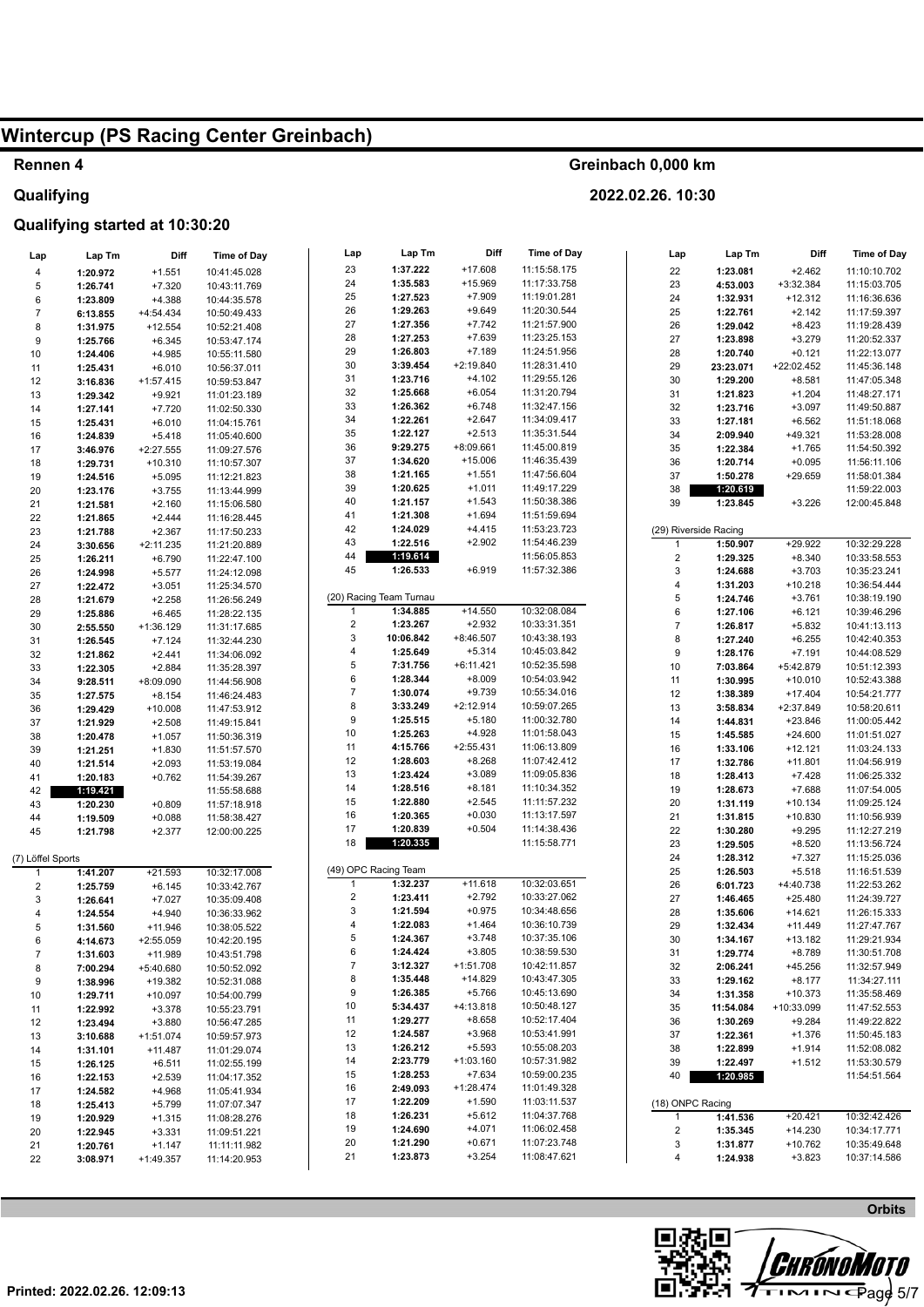# Wintercup (PS Racing Center Greinbach)

## Rennen 4

Greinbach 0,000 km

## Qualifying

2022.02.26. 10:30

### Qualifying started at 10:30:20

| Lap | Lap Tm | Diff | Time of Day |
|---|---|---|---|
| 4 | 1:20.972 | +1.551 | 10:41:45.028 |
| 5 | 1:26.741 | +7.320 | 10:43:11.769 |
| 6 | 1:23.809 | +4.388 | 10:44:35.578 |
| 7 | 6:13.855 | +4:54.434 | 10:50:49.433 |
| 8 | 1:31.975 | +12.554 | 10:52:21.408 |
| 9 | 1:25.766 | +6.345 | 10:53:47.174 |
| 10 | 1:24.406 | +4.985 | 10:55:11.580 |
| 11 | 1:25.431 | +6.010 | 10:56:37.011 |
| 12 | 3:16.836 | +1:57.415 | 10:59:53.847 |
| 13 | 1:29.342 | +9.921 | 11:01:23.189 |
| 14 | 1:27.141 | +7.720 | 11:02:50.330 |
| 15 | 1:25.431 | +6.010 | 11:04:15.761 |
| 16 | 1:24.839 | +5.418 | 11:05:40.600 |
| 17 | 3:46.976 | +2:27.555 | 11:09:27.576 |
| 18 | 1:29.731 | +10.310 | 11:10:57.307 |
| 19 | 1:24.516 | +5.095 | 11:12:21.823 |
| 20 | 1:23.176 | +3.755 | 11:13:44.999 |
| 21 | 1:21.581 | +2.160 | 11:15:06.580 |
| 22 | 1:21.865 | +2.444 | 11:16:28.445 |
| 23 | 1:21.788 | +2.367 | 11:17:50.233 |
| 24 | 3:30.656 | +2:11.235 | 11:21:20.889 |
| 25 | 1:26.211 | +6.790 | 11:22:47.100 |
| 26 | 1:24.998 | +5.577 | 11:24:12.098 |
| 27 | 1:22.472 | +3.051 | 11:25:34.570 |
| 28 | 1:21.679 | +2.258 | 11:26:56.249 |
| 29 | 1:25.886 | +6.465 | 11:28:22.135 |
| 30 | 2:55.550 | +1:36.129 | 11:31:17.685 |
| 31 | 1:26.545 | +7.124 | 11:32:44.230 |
| 32 | 1:21.862 | +2.441 | 11:34:06.092 |
| 33 | 1:22.305 | +2.884 | 11:35:28.397 |
| 34 | 9:28.511 | +8:09.090 | 11:44:56.908 |
| 35 | 1:27.575 | +8.154 | 11:46:24.483 |
| 36 | 1:29.429 | +10.008 | 11:47:53.912 |
| 37 | 1:21.929 | +2.508 | 11:49:15.841 |
| 38 | 1:20.478 | +1.057 | 11:50:36.319 |
| 39 | 1:21.251 | +1.830 | 11:51:57.570 |
| 40 | 1:21.514 | +2.093 | 11:53:19.084 |
| 41 | 1:20.183 | +0.762 | 11:54:39.267 |
| 42 | 1:19.421 | | 11:55:58.688 |
| 43 | 1:20.230 | +0.809 | 11:57:18.918 |
| 44 | 1:19.509 | +0.088 | 11:58:38.427 |
| 45 | 1:21.798 | +2.377 | 12:00:00.225 |

(7) Löffel Sports

| Lap | Lap Tm | Diff | Time of Day |
|---|---|---|---|
| 1 | 1:41.207 | +21.593 | 10:32:17.008 |
| 2 | 1:25.759 | +6.145 | 10:33:42.767 |
| 3 | 1:26.641 | +7.027 | 10:35:09.408 |
| 4 | 1:24.554 | +4.940 | 10:36:33.962 |
| 5 | 1:31.560 | +11.946 | 10:38:05.522 |
| 6 | 4:14.673 | +2:55.059 | 10:42:20.195 |
| 7 | 1:31.603 | +11.989 | 10:43:51.798 |
| 8 | 7:00.294 | +5:40.680 | 10:50:52.092 |
| 9 | 1:38.996 | +19.382 | 10:52:31.088 |
| 10 | 1:29.711 | +10.097 | 10:54:00.799 |
| 11 | 1:22.992 | +3.378 | 10:55:23.791 |
| 12 | 1:23.494 | +3.880 | 10:56:47.285 |
| 13 | 3:10.688 | +1:51.074 | 10:59:57.973 |
| 14 | 1:31.101 | +11.487 | 11:01:29.074 |
| 15 | 1:26.125 | +6.511 | 11:02:55.199 |
| 16 | 1:22.153 | +2.539 | 11:04:17.352 |
| 17 | 1:24.582 | +4.968 | 11:05:41.934 |
| 18 | 1:25.413 | +5.799 | 11:07:07.347 |
| 19 | 1:20.929 | +1.315 | 11:08:28.276 |
| 20 | 1:22.945 | +3.331 | 11:09:51.221 |
| 21 | 1:20.761 | +1.147 | 11:11:11.982 |
| 22 | 3:08.971 | +1:49.357 | 11:14:20.953 |
| 23 | 1:37.222 | +17.608 | 11:15:58.175 |
| 24 | 1:35.583 | +15.969 | 11:17:33.758 |
| 25 | 1:27.523 | +7.909 | 11:19:01.281 |
| 26 | 1:29.263 | +9.649 | 11:20:30.544 |
| 27 | 1:27.356 | +7.742 | 11:21:57.900 |
| 28 | 1:27.253 | +7.639 | 11:23:25.153 |
| 29 | 1:26.803 | +7.189 | 11:24:51.956 |
| 30 | 3:39.454 | +2:19.840 | 11:28:31.410 |
| 31 | 1:23.716 | +4.102 | 11:29:55.126 |
| 32 | 1:25.668 | +6.054 | 11:31:20.794 |
| 33 | 1:26.362 | +6.748 | 11:32:47.156 |
| 34 | 1:22.261 | +2.647 | 11:34:09.417 |
| 35 | 1:22.127 | +2.513 | 11:35:31.544 |
| 36 | 9:29.275 | +8:09.661 | 11:45:00.819 |
| 37 | 1:34.620 | +15.006 | 11:46:35.439 |
| 38 | 1:21.165 | +1.551 | 11:47:56.604 |
| 39 | 1:20.625 | +1.011 | 11:49:17.229 |
| 40 | 1:21.157 | +1.543 | 11:50:38.386 |
| 41 | 1:21.308 | +1.694 | 11:51:59.694 |
| 42 | 1:24.029 | +4.415 | 11:53:23.723 |
| 43 | 1:22.516 | +2.902 | 11:54:46.239 |
| 44 | 1:19.614 | | 11:56:05.853 |
| 45 | 1:26.533 | +6.919 | 11:57:32.386 |

(20) Racing Team Turnau

| Lap | Lap Tm | Diff | Time of Day |
|---|---|---|---|
| 1 | 1:34.885 | +14.550 | 10:32:08.084 |
| 2 | 1:23.267 | +2.932 | 10:33:31.351 |
| 3 | 10:06.842 | +8:46.507 | 10:43:38.193 |
| 4 | 1:25.649 | +5.314 | 10:45:03.842 |
| 5 | 7:31.756 | +6:11.421 | 10:52:35.598 |
| 6 | 1:28.344 | +8.009 | 10:54:03.942 |
| 7 | 1:30.074 | +9.739 | 10:55:34.016 |
| 8 | 3:33.249 | +2:12.914 | 10:59:07.265 |
| 9 | 1:25.515 | +5.180 | 11:00:32.780 |
| 10 | 1:25.263 | +4.928 | 11:01:58.043 |
| 11 | 4:15.766 | +2:55.431 | 11:06:13.809 |
| 12 | 1:28.603 | +8.268 | 11:07:42.412 |
| 13 | 1:23.424 | +3.089 | 11:09:05.836 |
| 14 | 1:28.516 | +8.181 | 11:10:34.352 |
| 15 | 1:22.880 | +2.545 | 11:11:57.232 |
| 16 | 1:20.365 | +0.030 | 11:13:17.597 |
| 17 | 1:20.839 | +0.504 | 11:14:38.436 |
| 18 | 1:20.335 | | 11:15:58.771 |

(49) OPC Racing Team

| Lap | Lap Tm | Diff | Time of Day |
|---|---|---|---|
| 1 | 1:32.237 | +11.618 | 10:32:03.651 |
| 2 | 1:23.411 | +2.792 | 10:33:27.062 |
| 3 | 1:21.594 | +0.975 | 10:34:48.656 |
| 4 | 1:22.083 | +1.464 | 10:36:10.739 |
| 5 | 1:24.367 | +3.748 | 10:37:35.106 |
| 6 | 1:24.424 | +3.805 | 10:38:59.530 |
| 7 | 3:12.327 | +1:51.708 | 10:42:11.857 |
| 8 | 1:35.448 | +14.829 | 10:43:47.305 |
| 9 | 1:26.385 | +5.766 | 10:45:13.690 |
| 10 | 5:34.437 | +4:13.818 | 10:50:48.127 |
| 11 | 1:29.277 | +8.658 | 10:52:17.404 |
| 12 | 1:24.587 | +3.968 | 10:53:41.991 |
| 13 | 1:26.212 | +5.593 | 10:55:08.203 |
| 14 | 2:23.779 | +1:03.160 | 10:57:31.982 |
| 15 | 1:28.253 | +7.634 | 10:59:00.235 |
| 16 | 2:49.093 | +1:28.474 | 11:01:49.328 |
| 17 | 1:22.209 | +1.590 | 11:03:11.537 |
| 18 | 1:26.231 | +5.612 | 11:04:37.768 |
| 19 | 1:24.690 | +4.071 | 11:06:02.458 |
| 20 | 1:21.290 | +0.671 | 11:07:23.748 |
| 21 | 1:23.873 | +3.254 | 11:08:47.621 |
| 22 | 1:23.081 | +2.462 | 11:10:10.702 |
| 23 | 4:53.003 | +3:32.384 | 11:15:03.705 |
| 24 | 1:32.931 | +12.312 | 11:16:36.636 |
| 25 | 1:22.761 | +2.142 | 11:17:59.397 |
| 26 | 1:29.042 | +8.423 | 11:19:28.439 |
| 27 | 1:23.898 | +3.279 | 11:20:52.337 |
| 28 | 1:20.740 | +0.121 | 11:22:13.077 |
| 29 | 23:23.071 | +22:02.452 | 11:45:36.148 |
| 30 | 1:29.200 | +8.581 | 11:47:05.348 |
| 31 | 1:21.823 | +1.204 | 11:48:27.171 |
| 32 | 1:23.716 | +3.097 | 11:49:50.887 |
| 33 | 1:27.181 | +6.562 | 11:51:18.068 |
| 34 | 2:09.940 | +49.321 | 11:53:28.008 |
| 35 | 1:22.384 | +1.765 | 11:54:50.392 |
| 36 | 1:20.714 | +0.095 | 11:56:11.106 |
| 37 | 1:50.278 | +29.659 | 11:58:01.384 |
| 38 | 1:20.619 | | 11:59:22.003 |
| 39 | 1:23.845 | +3.226 | 12:00:45.848 |

(29) Riverside Racing

| Lap | Lap Tm | Diff | Time of Day |
|---|---|---|---|
| 1 | 1:50.907 | +29.922 | 10:32:29.228 |
| 2 | 1:29.325 | +8.340 | 10:33:58.553 |
| 3 | 1:24.688 | +3.703 | 10:35:23.241 |
| 4 | 1:31.203 | +10.218 | 10:36:54.444 |
| 5 | 1:24.746 | +3.761 | 10:38:19.190 |
| 6 | 1:27.106 | +6.121 | 10:39:46.296 |
| 7 | 1:26.817 | +5.832 | 10:41:13.113 |
| 8 | 1:27.240 | +6.255 | 10:42:40.353 |
| 9 | 1:28.176 | +7.191 | 10:44:08.529 |
| 10 | 7:03.864 | +5:42.879 | 10:51:12.393 |
| 11 | 1:30.995 | +10.010 | 10:52:43.388 |
| 12 | 1:38.389 | +17.404 | 10:54:21.777 |
| 13 | 3:58.834 | +2:37.849 | 10:58:20.611 |
| 14 | 1:44.831 | +23.846 | 11:00:05.442 |
| 15 | 1:45.585 | +24.600 | 11:01:51.027 |
| 16 | 1:33.106 | +12.121 | 11:03:24.133 |
| 17 | 1:32.786 | +11.801 | 11:04:56.919 |
| 18 | 1:28.413 | +7.428 | 11:06:25.332 |
| 19 | 1:28.673 | +7.688 | 11:07:54.005 |
| 20 | 1:31.119 | +10.134 | 11:09:25.124 |
| 21 | 1:31.815 | +10.830 | 11:10:56.939 |
| 22 | 1:30.280 | +9.295 | 11:12:27.219 |
| 23 | 1:29.505 | +8.520 | 11:13:56.724 |
| 24 | 1:28.312 | +7.327 | 11:15:25.036 |
| 25 | 1:26.503 | +5.518 | 11:16:51.539 |
| 26 | 6:01.723 | +4:40.738 | 11:22:53.262 |
| 27 | 1:46.465 | +25.480 | 11:24:39.727 |
| 28 | 1:35.606 | +14.621 | 11:26:15.333 |
| 29 | 1:32.434 | +11.449 | 11:27:47.767 |
| 30 | 1:34.167 | +13.182 | 11:29:21.934 |
| 31 | 1:29.774 | +8.789 | 11:30:51.708 |
| 32 | 2:06.241 | +45.256 | 11:32:57.949 |
| 33 | 1:29.162 | +8.177 | 11:34:27.111 |
| 34 | 1:31.358 | +10.373 | 11:35:58.469 |
| 35 | 11:54.084 | +10:33.099 | 11:47:52.553 |
| 36 | 1:30.269 | +9.284 | 11:49:22.822 |
| 37 | 1:22.361 | +1.376 | 11:50:45.183 |
| 38 | 1:22.899 | +1.914 | 11:52:08.082 |
| 39 | 1:22.497 | +1.512 | 11:53:30.579 |
| 40 | 1:20.985 | | 11:54:51.564 |

(18) ONPC Racing

| Lap | Lap Tm | Diff | Time of Day |
|---|---|---|---|
| 1 | 1:41.536 | +20.421 | 10:32:42.426 |
| 2 | 1:35.345 | +14.230 | 10:34:17.771 |
| 3 | 1:31.877 | +10.762 | 10:35:49.648 |
| 4 | 1:24.938 | +3.823 | 10:37:14.586 |

Orbits

Printed: 2022.02.26. 12:09:13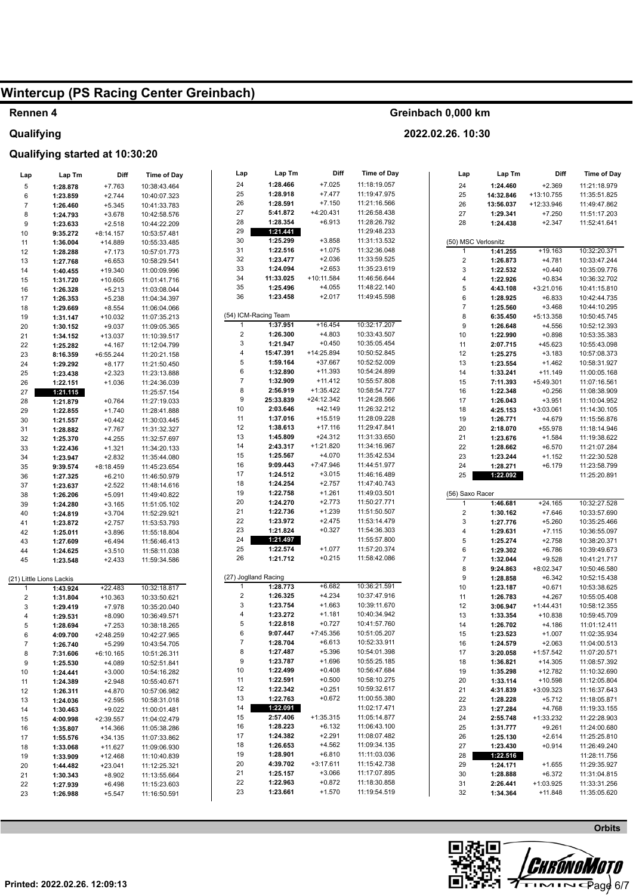# Wintercup (PS Racing Center Greinbach)

## Rennen 4

Greinbach 0,000 km

## Qualifying

2022.02.26. 10:30

### Qualifying started at 10:30:20

| Lap | Lap Tm | Diff | Time of Day |
|---|---|---|---|
| 5 | **1:28.878** | +7.763 | 10:38:43.464 |
| 6 | **1:23.859** | +2.744 | 10:40:07.323 |
| 7 | **1:26.460** | +5.345 | 10:41:33.783 |
| 8 | **1:24.793** | +3.678 | 10:42:58.576 |
| 9 | **1:23.633** | +2.518 | 10:44:22.209 |
| 10 | **9:35.272** | +8:14.157 | 10:53:57.481 |
| 11 | **1:36.004** | +14.889 | 10:55:33.485 |
| 12 | **1:28.288** | +7.173 | 10:57:01.773 |
| 13 | **1:27.768** | +6.653 | 10:58:29.541 |
| 14 | **1:40.455** | +19.340 | 11:00:09.996 |
| 15 | **1:31.720** | +10.605 | 11:01:41.716 |
| 16 | **1:26.328** | +5.213 | 11:03:08.044 |
| 17 | **1:26.353** | +5.238 | 11:04:34.397 |
| 18 | **1:29.669** | +8.554 | 11:06:04.066 |
| 19 | **1:31.147** | +10.032 | 11:07:35.213 |
| 20 | **1:30.152** | +9.037 | 11:09:05.365 |
| 21 | **1:34.152** | +13.037 | 11:10:39.517 |
| 22 | **1:25.282** | +4.167 | 11:12:04.799 |
| 23 | **8:16.359** | +6:55.244 | 11:20:21.158 |
| 24 | **1:29.292** | +8.177 | 11:21:50.450 |
| 25 | **1:23.438** | +2.323 | 11:23:13.888 |
| 26 | **1:22.151** | +1.036 | 11:24:36.039 |
| 27 | **1:21.115** | | 11:25:57.154 |
| 28 | **1:21.879** | +0.764 | 11:27:19.033 |
| 29 | **1:22.855** | +1.740 | 11:28:41.888 |
| 30 | **1:21.557** | +0.442 | 11:30:03.445 |
| 31 | **1:28.882** | +7.767 | 11:31:32.327 |
| 32 | **1:25.370** | +4.255 | 11:32:57.697 |
| 33 | **1:22.436** | +1.321 | 11:34:20.133 |
| 34 | **1:23.947** | +2.832 | 11:35:44.080 |
| 35 | **9:39.574** | +8:18.459 | 11:45:23.654 |
| 36 | **1:27.325** | +6.210 | 11:46:50.979 |
| 37 | **1:23.637** | +2.522 | 11:48:14.616 |
| 38 | **1:26.206** | +5.091 | 11:49:40.822 |
| 39 | **1:24.280** | +3.165 | 11:51:05.102 |
| 40 | **1:24.819** | +3.704 | 11:52:29.921 |
| 41 | **1:23.872** | +2.757 | 11:53:53.793 |
| 42 | **1:25.011** | +3.896 | 11:55:18.804 |
| 43 | **1:27.609** | +6.494 | 11:56:46.413 |
| 44 | **1:24.625** | +3.510 | 11:58:11.038 |
| 45 | **1:23.548** | +2.433 | 11:59:34.586 |

(21) Little Lions Lackis

| Lap | Lap Tm | Diff | Time of Day |
|---|---|---|---|
| 1 | **1:43.924** | +22.483 | 10:32:18.817 |
| 2 | **1:31.804** | +10.363 | 10:33:50.621 |
| 3 | **1:29.419** | +7.978 | 10:35:20.040 |
| 4 | **1:29.531** | +8.090 | 10:36:49.571 |
| 5 | **1:28.694** | +7.253 | 10:38:18.265 |
| 6 | **4:09.700** | +2:48.259 | 10:42:27.965 |
| 7 | **1:26.740** | +5.299 | 10:43:54.705 |
| 8 | **7:31.606** | +6:10.165 | 10:51:26.311 |
| 9 | **1:25.530** | +4.089 | 10:52:51.841 |
| 10 | **1:24.441** | +3.000 | 10:54:16.282 |
| 11 | **1:24.389** | +2.948 | 10:55:40.671 |
| 12 | **1:26.311** | +4.870 | 10:57:06.982 |
| 13 | **1:24.036** | +2.595 | 10:58:31.018 |
| 14 | **1:30.463** | +9.022 | 11:00:01.481 |
| 15 | **4:00.998** | +2:39.557 | 11:04:02.479 |
| 16 | **1:35.807** | +14.366 | 11:05:38.286 |
| 17 | **1:55.576** | +34.135 | 11:07:33.862 |
| 18 | **1:33.068** | +11.627 | 11:09:06.930 |
| 19 | **1:33.909** | +12.468 | 11:10:40.839 |
| 20 | **1:44.482** | +23.041 | 11:12:25.321 |
| 21 | **1:30.343** | +8.902 | 11:13:55.664 |
| 22 | **1:27.939** | +6.498 | 11:15:23.603 |
| 23 | **1:26.988** | +5.547 | 11:16:50.591 |
| 24 | **1:28.466** | +7.025 | 11:18:19.057 |
| 25 | **1:28.918** | +7.477 | 11:19:47.975 |
| 26 | **1:28.591** | +7.150 | 11:21:16.566 |
| 27 | **5:41.872** | +4:20.431 | 11:26:58.438 |
| 28 | **1:28.354** | +6.913 | 11:28:26.792 |
| 29 | **1:21.441** | | 11:29:48.233 |
| 30 | **1:25.299** | +3.858 | 11:31:13.532 |
| 31 | **1:22.516** | +1.075 | 11:32:36.048 |
| 32 | **1:23.477** | +2.036 | 11:33:59.525 |
| 33 | **1:24.094** | +2.653 | 11:35:23.619 |
| 34 | **11:33.025** | +10:11.584 | 11:46:56.644 |
| 35 | **1:25.496** | +4.055 | 11:48:22.140 |
| 36 | **1:23.458** | +2.017 | 11:49:45.598 |

(54) ICM-Racing Team

| Lap | Lap Tm | Diff | Time of Day |
|---|---|---|---|
| 1 | **1:37.951** | +16.454 | 10:32:17.207 |
| 2 | **1:26.300** | +4.803 | 10:33:43.507 |
| 3 | **1:21.947** | +0.450 | 10:35:05.454 |
| 4 | **15:47.391** | +14:25.894 | 10:50:52.845 |
| 5 | **1:59.164** | +37.667 | 10:52:52.009 |
| 6 | **1:32.890** | +11.393 | 10:54:24.899 |
| 7 | **1:32.909** | +11.412 | 10:55:57.808 |
| 8 | **2:56.919** | +1:35.422 | 10:58:54.727 |
| 9 | **25:33.839** | +24:12.342 | 11:24:28.566 |
| 10 | **2:03.646** | +42.149 | 11:26:32.212 |
| 11 | **1:37.016** | +15.519 | 11:28:09.228 |
| 12 | **1:38.613** | +17.116 | 11:29:47.841 |
| 13 | **1:45.809** | +24.312 | 11:31:33.650 |
| 14 | **2:43.317** | +1:21.820 | 11:34:16.967 |
| 15 | **1:25.567** | +4.070 | 11:35:42.534 |
| 16 | **9:09.443** | +7:47.946 | 11:44:51.977 |
| 17 | **1:24.512** | +3.015 | 11:46:16.489 |
| 18 | **1:24.254** | +2.757 | 11:47:40.743 |
| 19 | **1:22.758** | +1.261 | 11:49:03.501 |
| 20 | **1:24.270** | +2.773 | 11:50:27.771 |
| 21 | **1:22.736** | +1.239 | 11:51:50.507 |
| 22 | **1:23.972** | +2.475 | 11:53:14.479 |
| 23 | **1:21.824** | +0.327 | 11:54:36.303 |
| 24 | **1:21.497** | | 11:55:57.800 |
| 25 | **1:22.574** | +1.077 | 11:57:20.374 |
| 26 | **1:21.712** | +0.215 | 11:58:42.086 |

(27) Joglland Racing

| Lap | Lap Tm | Diff | Time of Day |
|---|---|---|---|
| 1 | **1:28.773** | +6.682 | 10:36:21.591 |
| 2 | **1:26.325** | +4.234 | 10:37:47.916 |
| 3 | **1:23.754** | +1.663 | 10:39:11.670 |
| 4 | **1:23.272** | +1.181 | 10:40:34.942 |
| 5 | **1:22.818** | +0.727 | 10:41:57.760 |
| 6 | **9:07.447** | +7:45.356 | 10:51:05.207 |
| 7 | **1:28.704** | +6.613 | 10:52:33.911 |
| 8 | **1:27.487** | +5.396 | 10:54:01.398 |
| 9 | **1:23.787** | +1.696 | 10:55:25.185 |
| 10 | **1:22.499** | +0.408 | 10:56:47.684 |
| 11 | **1:22.591** | +0.500 | 10:58:10.275 |
| 12 | **1:22.342** | +0.251 | 10:59:32.617 |
| 13 | **1:22.763** | +0.672 | 11:00:55.380 |
| 14 | **1:22.091** | | 11:02:17.471 |
| 15 | **2:57.406** | +1:35.315 | 11:05:14.877 |
| 16 | **1:28.223** | +6.132 | 11:06:43.100 |
| 17 | **1:24.382** | +2.291 | 11:08:07.482 |
| 18 | **1:26.653** | +4.562 | 11:09:34.135 |
| 19 | **1:28.901** | +6.810 | 11:11:03.036 |
| 20 | **4:39.702** | +3:17.611 | 11:15:42.738 |
| 21 | **1:25.157** | +3.066 | 11:17:07.895 |
| 22 | **1:22.963** | +0.872 | 11:18:30.858 |
| 23 | **1:23.661** | +1.570 | 11:19:54.519 |
| 24 | **1:24.460** | +2.369 | 11:21:18.979 |
| 25 | **14:32.846** | +13:10.755 | 11:35:51.825 |
| 26 | **13:56.037** | +12:33.946 | 11:49:47.862 |
| 27 | **1:29.341** | +7.250 | 11:51:17.203 |
| 28 | **1:24.438** | +2.347 | 11:52:41.641 |

(50) MSC Verlosnitz

| Lap | Lap Tm | Diff | Time of Day |
|---|---|---|---|
| 1 | **1:41.255** | +19.163 | 10:32:20.371 |
| 2 | **1:26.873** | +4.781 | 10:33:47.244 |
| 3 | **1:22.532** | +0.440 | 10:35:09.776 |
| 4 | **1:22.926** | +0.834 | 10:36:32.702 |
| 5 | **4:43.108** | +3:21.016 | 10:41:15.810 |
| 6 | **1:28.925** | +6.833 | 10:42:44.735 |
| 7 | **1:25.560** | +3.468 | 10:44:10.295 |
| 8 | **6:35.450** | +5:13.358 | 10:50:45.745 |
| 9 | **1:26.648** | +4.556 | 10:52:12.393 |
| 10 | **1:22.990** | +0.898 | 10:53:35.383 |
| 11 | **2:07.715** | +45.623 | 10:55:43.098 |
| 12 | **1:25.275** | +3.183 | 10:57:08.373 |
| 13 | **1:23.554** | +1.462 | 10:58:31.927 |
| 14 | **1:33.241** | +11.149 | 11:00:05.168 |
| 15 | **7:11.393** | +5:49.301 | 11:07:16.561 |
| 16 | **1:22.348** | +0.256 | 11:08:38.909 |
| 17 | **1:26.043** | +3.951 | 11:10:04.952 |
| 18 | **4:25.153** | +3:03.061 | 11:14:30.105 |
| 19 | **1:26.771** | +4.679 | 11:15:56.876 |
| 20 | **2:18.070** | +55.978 | 11:18:14.946 |
| 21 | **1:23.676** | +1.584 | 11:19:38.622 |
| 22 | **1:28.662** | +6.570 | 11:21:07.284 |
| 23 | **1:23.244** | +1.152 | 11:22:30.528 |
| 24 | **1:28.271** | +6.179 | 11:23:58.799 |
| 25 | **1:22.092** | | 11:25:20.891 |

(56) Saxo Racer

| Lap | Lap Tm | Diff | Time of Day |
|---|---|---|---|
| 1 | **1:46.681** | +24.165 | 10:32:27.528 |
| 2 | **1:30.162** | +7.646 | 10:33:57.690 |
| 3 | **1:27.776** | +5.260 | 10:35:25.466 |
| 4 | **1:29.631** | +7.115 | 10:36:55.097 |
| 5 | **1:25.274** | +2.758 | 10:38:20.371 |
| 6 | **1:29.302** | +6.786 | 10:39:49.673 |
| 7 | **1:32.044** | +9.528 | 10:41:21.717 |
| 8 | **9:24.863** | +8:02.347 | 10:50:46.580 |
| 9 | **1:28.858** | +6.342 | 10:52:15.438 |
| 10 | **1:23.187** | +0.671 | 10:53:38.625 |
| 11 | **1:26.783** | +4.267 | 10:55:05.408 |
| 12 | **3:06.947** | +1:44.431 | 10:58:12.355 |
| 13 | **1:33.354** | +10.838 | 10:59:45.709 |
| 14 | **1:26.702** | +4.186 | 11:01:12.411 |
| 15 | **1:23.523** | +1.007 | 11:02:35.934 |
| 16 | **1:24.579** | +2.063 | 11:04:00.513 |
| 17 | **3:20.058** | +1:57.542 | 11:07:20.571 |
| 18 | **1:36.821** | +14.305 | 11:08:57.392 |
| 19 | **1:35.298** | +12.782 | 11:10:32.690 |
| 20 | **1:33.114** | +10.598 | 11:12:05.804 |
| 21 | **4:31.839** | +3:09.323 | 11:16:37.643 |
| 22 | **1:28.228** | +5.712 | 11:18:05.871 |
| 23 | **1:27.284** | +4.768 | 11:19:33.155 |
| 24 | **2:55.748** | +1:33.232 | 11:22:28.903 |
| 25 | **1:31.777** | +9.261 | 11:24:00.680 |
| 26 | **1:25.130** | +2.614 | 11:25:25.810 |
| 27 | **1:23.430** | +0.914 | 11:26:49.240 |
| 28 | **1:22.516** | | 11:28:11.756 |
| 29 | **1:24.171** | +1.655 | 11:29:35.927 |
| 30 | **1:28.888** | +6.372 | 11:31:04.815 |
| 31 | **2:26.441** | +1:03.925 | 11:33:31.256 |
| 32 | **1:34.364** | +11.848 | 11:35:05.620 |

Orbits

Printed: 2022.02.26. 12:09:13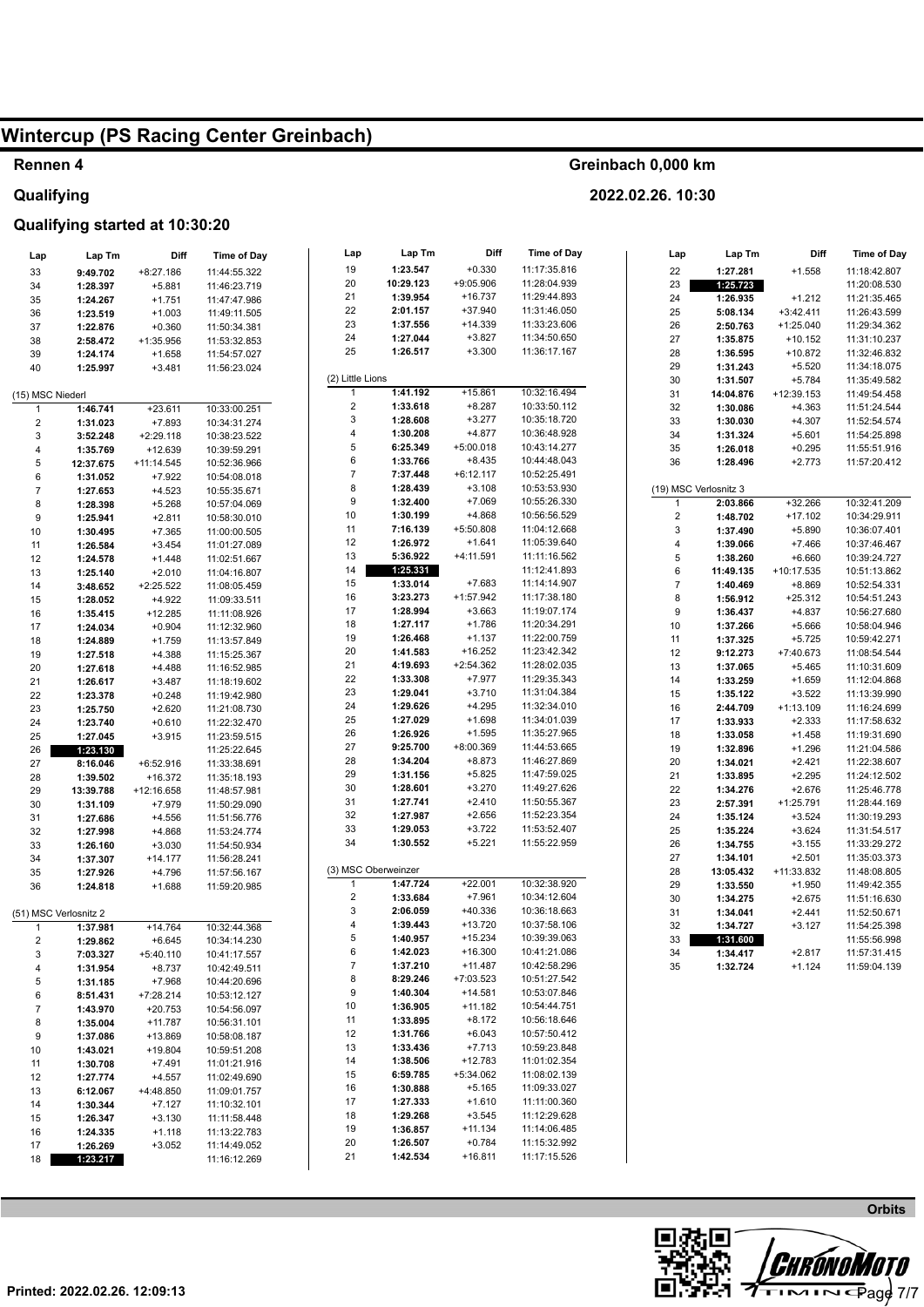# Wintercup (PS Racing Center Greinbach)

## Rennen 4

Greinbach 0,000 km

## Qualifying

2022.02.26. 10:30

### Qualifying started at 10:30:20

| Lap | Lap Tm | Diff | Time of Day |
|---|---|---|---|
| 33 | **9:49.702** | +8:27.186 | 11:44:55.322 |
| 34 | **1:28.397** | +5.881 | 11:46:23.719 |
| 35 | **1:24.267** | +1.751 | 11:47:47.986 |
| 36 | **1:23.519** | +1.003 | 11:49:11.505 |
| 37 | **1:22.876** | +0.360 | 11:50:34.381 |
| 38 | **2:58.472** | +1:35.956 | 11:53:32.853 |
| 39 | **1:24.174** | +1.658 | 11:54:57.027 |
| 40 | **1:25.997** | +3.481 | 11:56:23.024 |

(15) MSC Niederl

| Lap | Lap Tm | Diff | Time of Day |
|---|---|---|---|
| 1 | **1:46.741** | +23.611 | 10:33:00.251 |
| 2 | **1:31.023** | +7.893 | 10:34:31.274 |
| 3 | **3:52.248** | +2:29.118 | 10:38:23.522 |
| 4 | **1:35.769** | +12.639 | 10:39:59.291 |
| 5 | **12:37.675** | +11:14.545 | 10:52:36.966 |
| 6 | **1:31.052** | +7.922 | 10:54:08.018 |
| 7 | **1:27.653** | +4.523 | 10:55:35.671 |
| 8 | **1:28.398** | +5.268 | 10:57:04.069 |
| 9 | **1:25.941** | +2.811 | 10:58:30.010 |
| 10 | **1:30.495** | +7.365 | 11:00:00.505 |
| 11 | **1:26.584** | +3.454 | 11:01:27.089 |
| 12 | **1:24.578** | +1.448 | 11:02:51.667 |
| 13 | **1:25.140** | +2.010 | 11:04:16.807 |
| 14 | **3:48.652** | +2:25.522 | 11:08:05.459 |
| 15 | **1:28.052** | +4.922 | 11:09:33.511 |
| 16 | **1:35.415** | +12.285 | 11:11:08.926 |
| 17 | **1:24.034** | +0.904 | 11:12:32.960 |
| 18 | **1:24.889** | +1.759 | 11:13:57.849 |
| 19 | **1:27.518** | +4.388 | 11:15:25.367 |
| 20 | **1:27.618** | +4.488 | 11:16:52.985 |
| 21 | **1:26.617** | +3.487 | 11:18:19.602 |
| 22 | **1:23.378** | +0.248 | 11:19:42.980 |
| 23 | **1:25.750** | +2.620 | 11:21:08.730 |
| 24 | **1:23.740** | +0.610 | 11:22:32.470 |
| 25 | **1:27.045** | +3.915 | 11:23:59.515 |
| 26 | **1:23.130** | | 11:25:22.645 |
| 27 | **8:16.046** | +6:52.916 | 11:33:38.691 |
| 28 | **1:39.502** | +16.372 | 11:35:18.193 |
| 29 | **13:39.788** | +12:16.658 | 11:48:57.981 |
| 30 | **1:31.109** | +7.979 | 11:50:29.090 |
| 31 | **1:27.686** | +4.556 | 11:51:56.776 |
| 32 | **1:27.998** | +4.868 | 11:53:24.774 |
| 33 | **1:26.160** | +3.030 | 11:54:50.934 |
| 34 | **1:37.307** | +14.177 | 11:56:28.241 |
| 35 | **1:27.926** | +4.796 | 11:57:56.167 |
| 36 | **1:24.818** | +1.688 | 11:59:20.985 |

(51) MSC Verlosnitz 2

| Lap | Lap Tm | Diff | Time of Day |
|---|---|---|---|
| 1 | **1:37.981** | +14.764 | 10:32:44.368 |
| 2 | **1:29.862** | +6.645 | 10:34:14.230 |
| 3 | **7:03.327** | +5:40.110 | 10:41:17.557 |
| 4 | **1:31.954** | +8.737 | 10:42:49.511 |
| 5 | **1:31.185** | +7.968 | 10:44:20.696 |
| 6 | **8:51.431** | +7:28.214 | 10:53:12.127 |
| 7 | **1:43.970** | +20.753 | 10:54:56.097 |
| 8 | **1:35.004** | +11.787 | 10:56:31.101 |
| 9 | **1:37.086** | +13.869 | 10:58:08.187 |
| 10 | **1:43.021** | +19.804 | 10:59:51.208 |
| 11 | **1:30.708** | +7.491 | 11:01:21.916 |
| 12 | **1:27.774** | +4.557 | 11:02:49.690 |
| 13 | **6:12.067** | +4:48.850 | 11:09:01.757 |
| 14 | **1:30.344** | +7.127 | 11:10:32.101 |
| 15 | **1:26.347** | +3.130 | 11:11:58.448 |
| 16 | **1:24.335** | +1.118 | 11:13:22.783 |
| 17 | **1:26.269** | +3.052 | 11:14:49.052 |
| 18 | **1:23.217** | | 11:16:12.269 |
| 19 | **1:23.547** | +0.330 | 11:17:35.816 |
| 20 | **10:29.123** | +9:05.906 | 11:28:04.939 |
| 21 | **1:39.954** | +16.737 | 11:29:44.893 |
| 22 | **2:01.157** | +37.940 | 11:31:46.050 |
| 23 | **1:37.556** | +14.339 | 11:33:23.606 |
| 24 | **1:27.044** | +3.827 | 11:34:50.650 |
| 25 | **1:26.517** | +3.300 | 11:36:17.167 |

(2) Little Lions

| Lap | Lap Tm | Diff | Time of Day |
|---|---|---|---|
| 1 | **1:41.192** | +15.861 | 10:32:16.494 |
| 2 | **1:33.618** | +8.287 | 10:33:50.112 |
| 3 | **1:28.608** | +3.277 | 10:35:18.720 |
| 4 | **1:30.208** | +4.877 | 10:36:48.928 |
| 5 | **6:25.349** | +5:00.018 | 10:43:14.277 |
| 6 | **1:33.766** | +8.435 | 10:44:48.043 |
| 7 | **7:37.448** | +6:12.117 | 10:52:25.491 |
| 8 | **1:28.439** | +3.108 | 10:53:53.930 |
| 9 | **1:32.400** | +7.069 | 10:55:26.330 |
| 10 | **1:30.199** | +4.868 | 10:56:56.529 |
| 11 | **7:16.139** | +5:50.808 | 11:04:12.668 |
| 12 | **1:26.972** | +1.641 | 11:05:39.640 |
| 13 | **5:36.922** | +4:11.591 | 11:11:16.562 |
| 14 | **1:25.331** | | 11:12:41.893 |
| 15 | **1:33.014** | +7.683 | 11:14:14.907 |
| 16 | **3:23.273** | +1:57.942 | 11:17:38.180 |
| 17 | **1:28.994** | +3.663 | 11:19:07.174 |
| 18 | **1:27.117** | +1.786 | 11:20:34.291 |
| 19 | **1:26.468** | +1.137 | 11:22:00.759 |
| 20 | **1:41.583** | +16.252 | 11:23:42.342 |
| 21 | **4:19.693** | +2:54.362 | 11:28:02.035 |
| 22 | **1:33.308** | +7.977 | 11:29:35.343 |
| 23 | **1:29.041** | +3.710 | 11:31:04.384 |
| 24 | **1:29.626** | +4.295 | 11:32:34.010 |
| 25 | **1:27.029** | +1.698 | 11:34:01.039 |
| 26 | **1:26.926** | +1.595 | 11:35:27.965 |
| 27 | **9:25.700** | +8:00.369 | 11:44:53.665 |
| 28 | **1:34.204** | +8.873 | 11:46:27.869 |
| 29 | **1:31.156** | +5.825 | 11:47:59.025 |
| 30 | **1:28.601** | +3.270 | 11:49:27.626 |
| 31 | **1:27.741** | +2.410 | 11:50:55.367 |
| 32 | **1:27.987** | +2.656 | 11:52:23.354 |
| 33 | **1:29.053** | +3.722 | 11:53:52.407 |
| 34 | **1:30.552** | +5.221 | 11:55:22.959 |

(3) MSC Oberweinzer

| Lap | Lap Tm | Diff | Time of Day |
|---|---|---|---|
| 1 | **1:47.724** | +22.001 | 10:32:38.920 |
| 2 | **1:33.684** | +7.961 | 10:34:12.604 |
| 3 | **2:06.059** | +40.336 | 10:36:18.663 |
| 4 | **1:39.443** | +13.720 | 10:37:58.106 |
| 5 | **1:40.957** | +15.234 | 10:39:39.063 |
| 6 | **1:42.023** | +16.300 | 10:41:21.086 |
| 7 | **1:37.210** | +11.487 | 10:42:58.296 |
| 8 | **8:29.246** | +7:03.523 | 10:51:27.542 |
| 9 | **1:40.304** | +14.581 | 10:53:07.846 |
| 10 | **1:36.905** | +11.182 | 10:54:44.751 |
| 11 | **1:33.895** | +8.172 | 10:56:18.646 |
| 12 | **1:31.766** | +6.043 | 10:57:50.412 |
| 13 | **1:33.436** | +7.713 | 10:59:23.848 |
| 14 | **1:38.506** | +12.783 | 11:01:02.354 |
| 15 | **6:59.785** | +5:34.062 | 11:08:02.139 |
| 16 | **1:30.888** | +5.165 | 11:09:33.027 |
| 17 | **1:27.333** | +1.610 | 11:11:00.360 |
| 18 | **1:29.268** | +3.545 | 11:12:29.628 |
| 19 | **1:36.857** | +11.134 | 11:14:06.485 |
| 20 | **1:26.507** | +0.784 | 11:15:32.992 |
| 21 | **1:42.534** | +16.811 | 11:17:15.526 |
| 22 | **1:27.281** | +1.558 | 11:18:42.807 |
| 23 | **1:25.723** | | 11:20:08.530 |
| 24 | **1:26.935** | +1.212 | 11:21:35.465 |
| 25 | **5:08.134** | +3:42.411 | 11:26:43.599 |
| 26 | **2:50.763** | +1:25.040 | 11:29:34.362 |
| 27 | **1:35.875** | +10.152 | 11:31:10.237 |
| 28 | **1:36.595** | +10.872 | 11:32:46.832 |
| 29 | **1:31.243** | +5.520 | 11:34:18.075 |
| 30 | **1:31.507** | +5.784 | 11:35:49.582 |
| 31 | **14:04.876** | +12:39.153 | 11:49:54.458 |
| 32 | **1:30.086** | +4.363 | 11:51:24.544 |
| 33 | **1:30.030** | +4.307 | 11:52:54.574 |
| 34 | **1:31.324** | +5.601 | 11:54:25.898 |
| 35 | **1:26.018** | +0.295 | 11:55:51.916 |
| 36 | **1:28.496** | +2.773 | 11:57:20.412 |

(19) MSC Verlosnitz 3

| Lap | Lap Tm | Diff | Time of Day |
|---|---|---|---|
| 1 | **2:03.866** | +32.266 | 10:32:41.209 |
| 2 | **1:48.702** | +17.102 | 10:34:29.911 |
| 3 | **1:37.490** | +5.890 | 10:36:07.401 |
| 4 | **1:39.066** | +7.466 | 10:37:46.467 |
| 5 | **1:38.260** | +6.660 | 10:39:24.727 |
| 6 | **11:49.135** | +10:17.535 | 10:51:13.862 |
| 7 | **1:40.469** | +8.869 | 10:52:54.331 |
| 8 | **1:56.912** | +25.312 | 10:54:51.243 |
| 9 | **1:36.437** | +4.837 | 10:56:27.680 |
| 10 | **1:37.266** | +5.666 | 10:58:04.946 |
| 11 | **1:37.325** | +5.725 | 10:59:42.271 |
| 12 | **9:12.273** | +7:40.673 | 11:08:54.544 |
| 13 | **1:37.065** | +5.465 | 11:10:31.609 |
| 14 | **1:33.259** | +1.659 | 11:12:04.868 |
| 15 | **1:35.122** | +3.522 | 11:13:39.990 |
| 16 | **2:44.709** | +1:13.109 | 11:16:24.699 |
| 17 | **1:33.933** | +2.333 | 11:17:58.632 |
| 18 | **1:33.058** | +1.458 | 11:19:31.690 |
| 19 | **1:32.896** | +1.296 | 11:21:04.586 |
| 20 | **1:34.021** | +2.421 | 11:22:38.607 |
| 21 | **1:33.895** | +2.295 | 11:24:12.502 |
| 22 | **1:34.276** | +2.676 | 11:25:46.778 |
| 23 | **2:57.391** | +1:25.791 | 11:28:44.169 |
| 24 | **1:35.124** | +3.524 | 11:30:19.293 |
| 25 | **1:35.224** | +3.624 | 11:31:54.517 |
| 26 | **1:34.755** | +3.155 | 11:33:29.272 |
| 27 | **1:34.101** | +2.501 | 11:35:03.373 |
| 28 | **13:05.432** | +11:33.832 | 11:48:08.805 |
| 29 | **1:33.550** | +1.950 | 11:49:42.355 |
| 30 | **1:34.275** | +2.675 | 11:51:16.630 |
| 31 | **1:34.041** | +2.441 | 11:52:50.671 |
| 32 | **1:34.727** | +3.127 | 11:54:25.398 |
| 33 | **1:31.600** | | 11:55:56.998 |
| 34 | **1:34.417** | +2.817 | 11:57:31.415 |
| 35 | **1:32.724** | +1.124 | 11:59:04.139 |

Orbits

Printed: 2022.02.26. 12:09:13